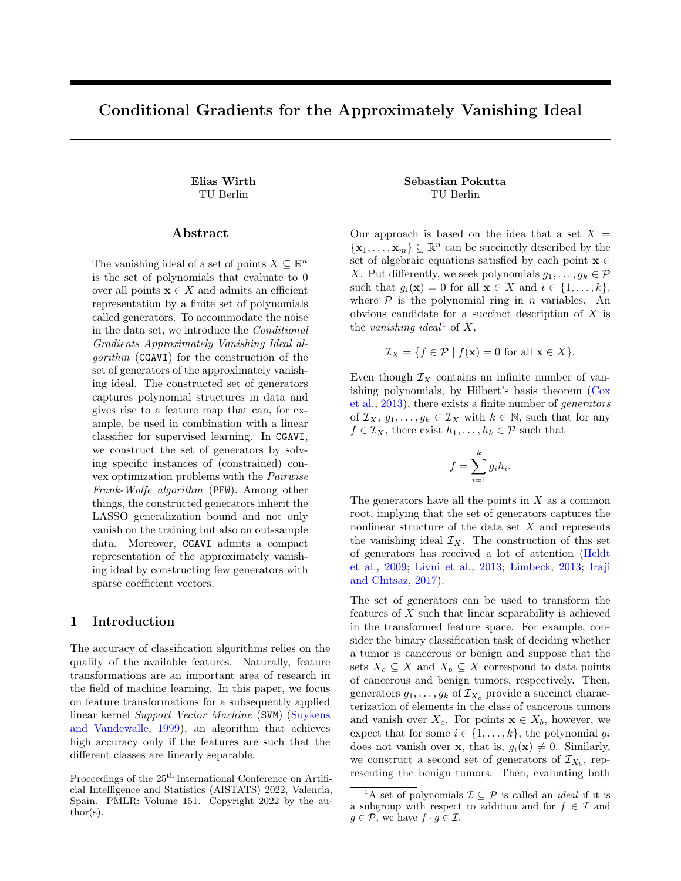# Conditional Gradients for the Approximately Vanishing Ideal

**Elias Wirth**
TU Berlin

**Sebastian Pokutta**
TU Berlin

## Abstract

The vanishing ideal of a set of points $X \subseteq \mathbb{R}^n$ is the set of polynomials that evaluate to 0 over all points $\mathbf{x} \in X$ and admits an efficient representation by a finite set of polynomials called generators. To accommodate the noise in the data set, we introduce the *Conditional Gradients Approximately Vanishing Ideal algorithm* (`CGAVI`) for the construction of the set of generators of the approximately vanishing ideal. The constructed set of generators captures polynomial structures in data and gives rise to a feature map that can, for example, be used in combination with a linear classifier for supervised learning. In `CGAVI`, we construct the set of generators by solving specific instances of (constrained) convex optimization problems with the *Pairwise Frank-Wolfe algorithm* (`PFW`). Among other things, the constructed generators inherit the LASSO generalization bound and not only vanish on the training but also on out-sample data. Moreover, `CGAVI` admits a compact representation of the approximately vanishing ideal by constructing few generators with sparse coefficient vectors.

## 1 Introduction

The accuracy of classification algorithms relies on the quality of the available features. Naturally, feature transformations are an important area of research in the field of machine learning. In this paper, we focus on feature transformations for a subsequently applied linear kernel *Support Vector Machine* (`SVM`) (Suykens and Vandewalle, 1999), an algorithm that achieves high accuracy only if the features are such that the different classes are linearly separable.

Our approach is based on the idea that a set $X = \{\mathbf{x}_1, \ldots, \mathbf{x}_m\} \subseteq \mathbb{R}^n$ can be succinctly described by the set of algebraic equations satisfied by each point $\mathbf{x} \in X$. Put differently, we seek polynomials $g_1, \ldots, g_k \in \mathcal{P}$ such that $g_i(\mathbf{x}) = 0$ for all $\mathbf{x} \in X$ and $i \in \{1, \ldots, k\}$, where $\mathcal{P}$ is the polynomial ring in $n$ variables. An obvious candidate for a succinct description of $X$ is the *vanishing ideal*[1] of $X$,

$$\mathcal{I}_X = \{f \in \mathcal{P} \mid f(\mathbf{x}) = 0 \text{ for all } \mathbf{x} \in X\}.$$

Even though $\mathcal{I}_X$ contains an infinite number of vanishing polynomials, by Hilbert's basis theorem (Cox et al., 2013), there exists a finite number of *generators* of $\mathcal{I}_X$, $g_1, \ldots, g_k \in \mathcal{I}_X$ with $k \in \mathbb{N}$, such that for any $f \in \mathcal{I}_X$, there exist $h_1, \ldots, h_k \in \mathcal{P}$ such that

$$f = \sum_{i=1}^{k} g_i h_i.$$

The generators have all the points in $X$ as a common root, implying that the set of generators captures the nonlinear structure of the data set $X$ and represents the vanishing ideal $\mathcal{I}_X$. The construction of this set of generators has received a lot of attention (Heldt et al., 2009; Livni et al., 2013; Limbeck, 2013; Iraji and Chitsaz, 2017).

The set of generators can be used to transform the features of $X$ such that linear separability is achieved in the transformed feature space. For example, consider the binary classification task of deciding whether a tumor is cancerous or benign and suppose that the sets $X_c \subseteq X$ and $X_b \subseteq X$ correspond to data points of cancerous and benign tumors, respectively. Then, generators $g_1, \ldots, g_k$ of $\mathcal{I}_{X_c}$ provide a succinct characterization of elements in the class of cancerous tumors and vanish over $X_c$. For points $\mathbf{x} \in X_b$, however, we expect that for some $i \in \{1, \ldots, k\}$, the polynomial $g_i$ does not vanish over $\mathbf{x}$, that is, $g_i(\mathbf{x}) \neq 0$. Similarly, we construct a second set of generators of $\mathcal{I}_{X_b}$, representing the benign tumors. Then, evaluating both

Proceedings of the 25th International Conference on Artificial Intelligence and Statistics (AISTATS) 2022, Valencia, Spain. PMLR: Volume 151. Copyright 2022 by the author(s).

[1] A set of polynomials $\mathcal{I} \subseteq \mathcal{P}$ is called an *ideal* if it is a subgroup with respect to addition and for $f \in \mathcal{I}$ and $g \in \mathcal{P}$, we have $f \cdot g \in \mathcal{I}$.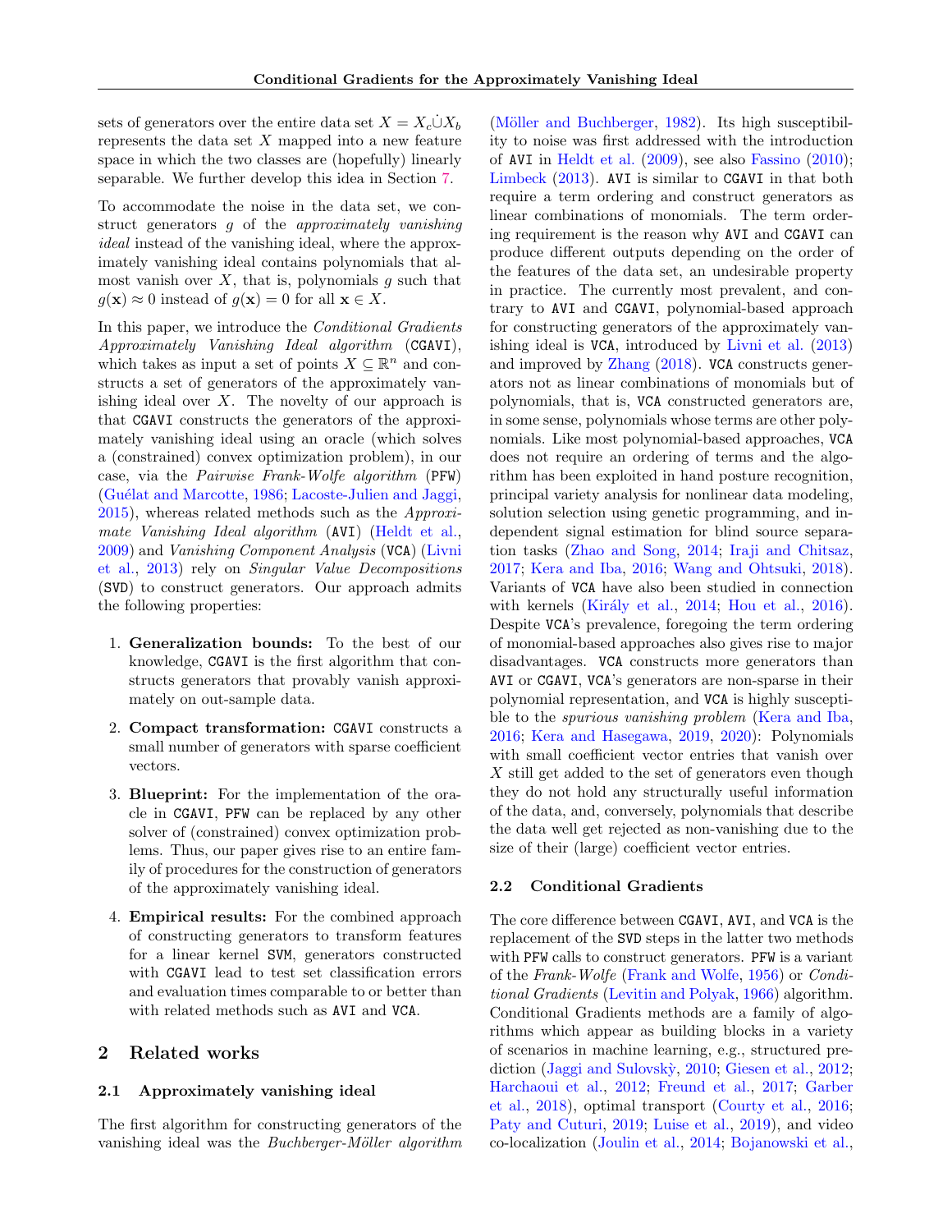sets of generators over the entire data set $X = X_c \dot{\cup} X_b$ represents the data set $X$ mapped into a new feature space in which the two classes are (hopefully) linearly separable. We further develop this idea in Section 7.

To accommodate the noise in the data set, we construct generators $g$ of the *approximately vanishing ideal* instead of the vanishing ideal, where the approximately vanishing ideal contains polynomials that almost vanish over $X$, that is, polynomials $g$ such that $g(\mathbf{x}) \approx 0$ instead of $g(\mathbf{x}) = 0$ for all $\mathbf{x} \in X$.

In this paper, we introduce the *Conditional Gradients Approximately Vanishing Ideal algorithm* (CGAVI), which takes as input a set of points $X \subseteq \mathbb{R}^n$ and constructs a set of generators of the approximately vanishing ideal over $X$. The novelty of our approach is that CGAVI constructs the generators of the approximately vanishing ideal using an oracle (which solves a (constrained) convex optimization problem), in our case, via the *Pairwise Frank-Wolfe algorithm* (PFW) (Guélat and Marcotte, 1986; Lacoste-Julien and Jaggi, 2015), whereas related methods such as the *Approximate Vanishing Ideal algorithm* (AVI) (Heldt et al., 2009) and *Vanishing Component Analysis* (VCA) (Livni et al., 2013) rely on *Singular Value Decompositions* (SVD) to construct generators. Our approach admits the following properties:

1. **Generalization bounds:** To the best of our knowledge, CGAVI is the first algorithm that constructs generators that provably vanish approximately on out-sample data.
2. **Compact transformation:** CGAVI constructs a small number of generators with sparse coefficient vectors.
3. **Blueprint:** For the implementation of the oracle in CGAVI, PFW can be replaced by any other solver of (constrained) convex optimization problems. Thus, our paper gives rise to an entire family of procedures for the construction of generators of the approximately vanishing ideal.
4. **Empirical results:** For the combined approach of constructing generators to transform features for a linear kernel SVM, generators constructed with CGAVI lead to test set classification errors and evaluation times comparable to or better than with related methods such as AVI and VCA.

## 2 Related works

### 2.1 Approximately vanishing ideal

The first algorithm for constructing generators of the vanishing ideal was the *Buchberger-Möller algorithm* (Möller and Buchberger, 1982). Its high susceptibility to noise was first addressed with the introduction of AVI in Heldt et al. (2009), see also Fassino (2010); Limbeck (2013). AVI is similar to CGAVI in that both require a term ordering and construct generators as linear combinations of monomials. The term ordering requirement is the reason why AVI and CGAVI can produce different outputs depending on the order of the features of the data set, an undesirable property in practice. The currently most prevalent, and contrary to AVI and CGAVI, polynomial-based approach for constructing generators of the approximately vanishing ideal is VCA, introduced by Livni et al. (2013) and improved by Zhang (2018). VCA constructs generators not as linear combinations of monomials but of polynomials, that is, VCA constructed generators are, in some sense, polynomials whose terms are other polynomials. Like most polynomial-based approaches, VCA does not require an ordering of terms and the algorithm has been exploited in hand posture recognition, principal variety analysis for nonlinear data modeling, solution selection using genetic programming, and independent signal estimation for blind source separation tasks (Zhao and Song, 2014; Iraji and Chitsaz, 2017; Kera and Iba, 2016; Wang and Ohtsuki, 2018). Variants of VCA have also been studied in connection with kernels (Király et al., 2014; Hou et al., 2016). Despite VCA's prevalence, foregoing the term ordering of monomial-based approaches also gives rise to major disadvantages. VCA constructs more generators than AVI or CGAVI, VCA's generators are non-sparse in their polynomial representation, and VCA is highly susceptible to the *spurious vanishing problem* (Kera and Iba, 2016; Kera and Hasegawa, 2019, 2020): Polynomials with small coefficient vector entries that vanish over $X$ still get added to the set of generators even though they do not hold any structurally useful information of the data, and, conversely, polynomials that describe the data well get rejected as non-vanishing due to the size of their (large) coefficient vector entries.

### 2.2 Conditional Gradients

The core difference between CGAVI, AVI, and VCA is the replacement of the SVD steps in the latter two methods with PFW calls to construct generators. PFW is a variant of the *Frank-Wolfe* (Frank and Wolfe, 1956) or *Conditional Gradients* (Levitin and Polyak, 1966) algorithm. Conditional Gradients methods are a family of algorithms which appear as building blocks in a variety of scenarios in machine learning, e.g., structured prediction (Jaggi and Sulovskỳ, 2010; Giesen et al., 2012; Harchaoui et al., 2012; Freund et al., 2017; Garber et al., 2018), optimal transport (Courty et al., 2016; Paty and Cuturi, 2019; Luise et al., 2019), and video co-localization (Joulin et al., 2014; Bojanowski et al.,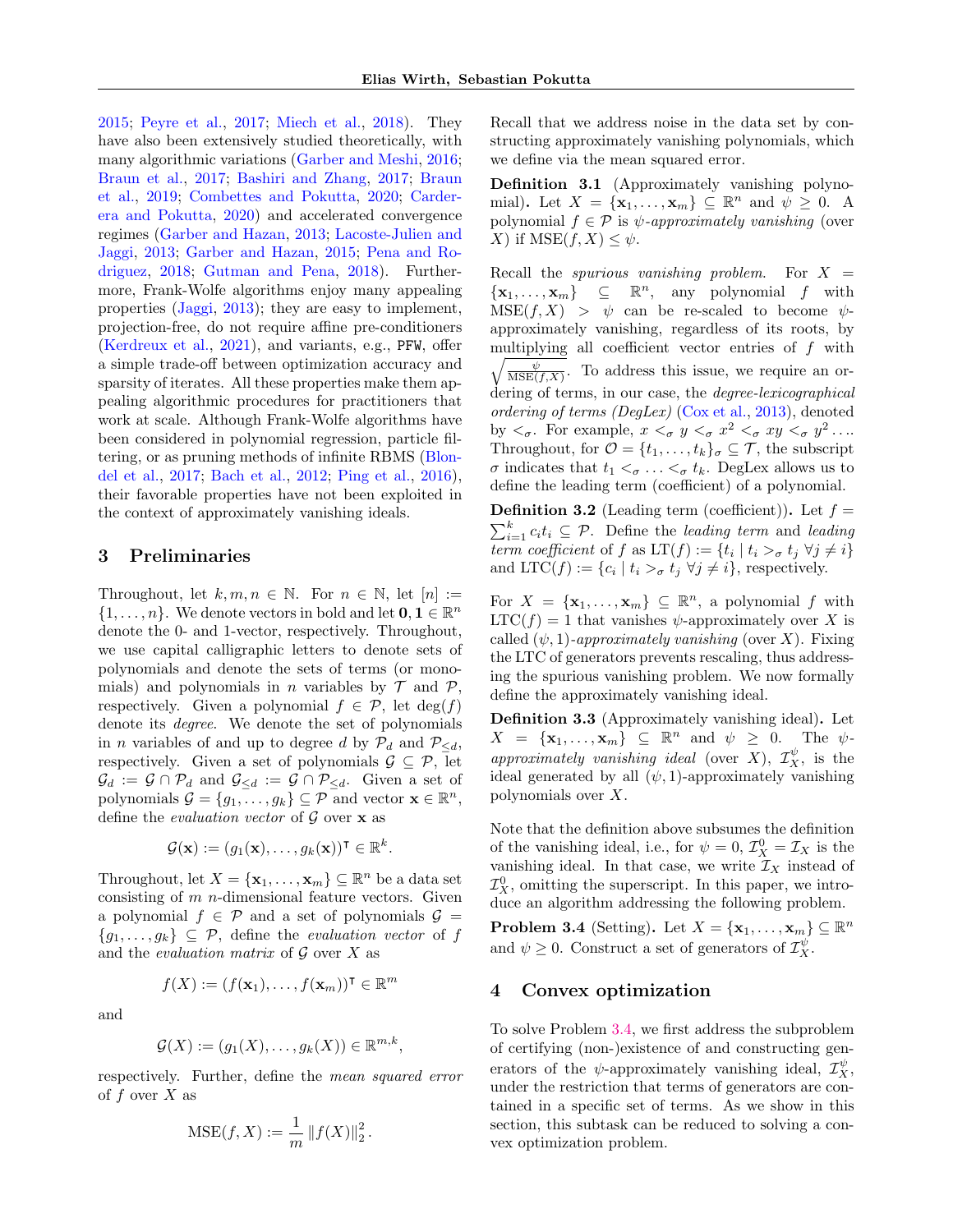2015; Peyre et al., 2017; Miech et al., 2018). They have also been extensively studied theoretically, with many algorithmic variations (Garber and Meshi, 2016; Braun et al., 2017; Bashiri and Zhang, 2017; Braun et al., 2019; Combettes and Pokutta, 2020; Carderera and Pokutta, 2020) and accelerated convergence regimes (Garber and Hazan, 2013; Lacoste-Julien and Jaggi, 2013; Garber and Hazan, 2015; Pena and Rodriguez, 2018; Gutman and Pena, 2018). Furthermore, Frank-Wolfe algorithms enjoy many appealing properties (Jaggi, 2013); they are easy to implement, projection-free, do not require affine pre-conditioners (Kerdreux et al., 2021), and variants, e.g., PFW, offer a simple trade-off between optimization accuracy and sparsity of iterates. All these properties make them appealing algorithmic procedures for practitioners that work at scale. Although Frank-Wolfe algorithms have been considered in polynomial regression, particle filtering, or as pruning methods of infinite RBMS (Blondel et al., 2017; Bach et al., 2012; Ping et al., 2016), their favorable properties have not been exploited in the context of approximately vanishing ideals.

## 3 Preliminaries

Throughout, let $k, m, n \in \mathbb{N}$. For $n \in \mathbb{N}$, let $[n] := \{1, \ldots, n\}$. We denote vectors in bold and let $\mathbf{0}, \mathbf{1} \in \mathbb{R}^n$ denote the 0- and 1-vector, respectively. Throughout, we use capital calligraphic letters to denote sets of polynomials and denote the sets of terms (or monomials) and polynomials in $n$ variables by $\mathcal{T}$ and $\mathcal{P}$, respectively. Given a polynomial $f \in \mathcal{P}$, let $\deg(f)$ denote its *degree*. We denote the set of polynomials in $n$ variables of and up to degree $d$ by $\mathcal{P}_d$ and $\mathcal{P}_{\leq d}$, respectively. Given a set of polynomials $\mathcal{G} \subseteq \mathcal{P}$, let $\mathcal{G}_d := \mathcal{G} \cap \mathcal{P}_d$ and $\mathcal{G}_{\leq d} := \mathcal{G} \cap \mathcal{P}_{\leq d}$. Given a set of polynomials $\mathcal{G} = \{g_1, \ldots, g_k\} \subseteq \mathcal{P}$ and vector $\mathbf{x} \in \mathbb{R}^n$, define the *evaluation vector* of $\mathcal{G}$ over $\mathbf{x}$ as

$$\mathcal{G}(\mathbf{x}) := (g_1(\mathbf{x}), \ldots, g_k(\mathbf{x}))^\intercal \in \mathbb{R}^k.$$

Throughout, let $X = \{\mathbf{x}_1, \ldots, \mathbf{x}_m\} \subseteq \mathbb{R}^n$ be a data set consisting of $m$ $n$-dimensional feature vectors. Given a polynomial $f \in \mathcal{P}$ and a set of polynomials $\mathcal{G} = \{g_1, \ldots, g_k\} \subseteq \mathcal{P}$, define the *evaluation vector* of $f$ and the *evaluation matrix* of $\mathcal{G}$ over $X$ as

$$f(X) := (f(\mathbf{x}_1), \ldots, f(\mathbf{x}_m))^\intercal \in \mathbb{R}^m$$

and

$$\mathcal{G}(X) := (g_1(X), \ldots, g_k(X)) \in \mathbb{R}^{m,k},$$

respectively. Further, define the *mean squared error* of $f$ over $X$ as

$$\text{MSE}(f, X) := \frac{1}{m} \|f(X)\|_2^2.$$

Recall that we address noise in the data set by constructing approximately vanishing polynomials, which we define via the mean squared error.

**Definition 3.1** (Approximately vanishing polynomial)**.** Let $X = \{\mathbf{x}_1, \ldots, \mathbf{x}_m\} \subseteq \mathbb{R}^n$ and $\psi \geq 0$. A polynomial $f \in \mathcal{P}$ is *$\psi$-approximately vanishing* (over $X$) if $\text{MSE}(f, X) \leq \psi$.

Recall the *spurious vanishing problem*. For $X = \{\mathbf{x}_1, \ldots, \mathbf{x}_m\} \subseteq \mathbb{R}^n$, any polynomial $f$ with $\text{MSE}(f, X) > \psi$ can be re-scaled to become $\psi$-approximately vanishing, regardless of its roots, by multiplying all coefficient vector entries of $f$ with $\sqrt{\frac{\psi}{\text{MSE}(f,X)}}$. To address this issue, we require an ordering of terms, in our case, the *degree-lexicographical ordering of terms (DegLex)* (Cox et al., 2013), denoted by $<_\sigma$. For example, $x <_\sigma y <_\sigma x^2 <_\sigma xy <_\sigma y^2 \ldots$. Throughout, for $\mathcal{O} = \{t_1, \ldots, t_k\}_\sigma \subseteq \mathcal{T}$, the subscript $\sigma$ indicates that $t_1 <_\sigma \ldots <_\sigma t_k$. DegLex allows us to define the leading term (coefficient) of a polynomial.

**Definition 3.2** (Leading term (coefficient))**.** Let $f = \sum_{i=1}^k c_i t_i \subseteq \mathcal{P}$. Define the *leading term* and *leading term coefficient* of $f$ as $\text{LT}(f) := \{t_i \mid t_i >_\sigma t_j \ \forall j \neq i\}$ and $\text{LTC}(f) := \{c_i \mid t_i >_\sigma t_j \ \forall j \neq i\}$, respectively.

For $X = \{\mathbf{x}_1, \ldots, \mathbf{x}_m\} \subseteq \mathbb{R}^n$, a polynomial $f$ with $\text{LTC}(f) = 1$ that vanishes $\psi$-approximately over $X$ is called *$(\psi, 1)$-approximately vanishing* (over $X$). Fixing the LTC of generators prevents rescaling, thus addressing the spurious vanishing problem. We now formally define the approximately vanishing ideal.

**Definition 3.3** (Approximately vanishing ideal)**.** Let $X = \{\mathbf{x}_1, \ldots, \mathbf{x}_m\} \subseteq \mathbb{R}^n$ and $\psi \geq 0$. The *$\psi$-approximately vanishing ideal* (over $X$), $\mathcal{I}_X^\psi$, is the ideal generated by all $(\psi, 1)$-approximately vanishing polynomials over $X$.

Note that the definition above subsumes the definition of the vanishing ideal, i.e., for $\psi = 0$, $\mathcal{I}_X^0 = \mathcal{I}_X$ is the vanishing ideal. In that case, we write $\mathcal{I}_X$ instead of $\mathcal{I}_X^0$, omitting the superscript. In this paper, we introduce an algorithm addressing the following problem.

**Problem 3.4** (Setting)**.** Let $X = \{\mathbf{x}_1, \ldots, \mathbf{x}_m\} \subseteq \mathbb{R}^n$ and $\psi \geq 0$. Construct a set of generators of $\mathcal{I}_X^\psi$.

## 4 Convex optimization

To solve Problem 3.4, we first address the subproblem of certifying (non-)existence of and constructing generators of the $\psi$-approximately vanishing ideal, $\mathcal{I}_X^\psi$, under the restriction that terms of generators are contained in a specific set of terms. As we show in this section, this subtask can be reduced to solving a convex optimization problem.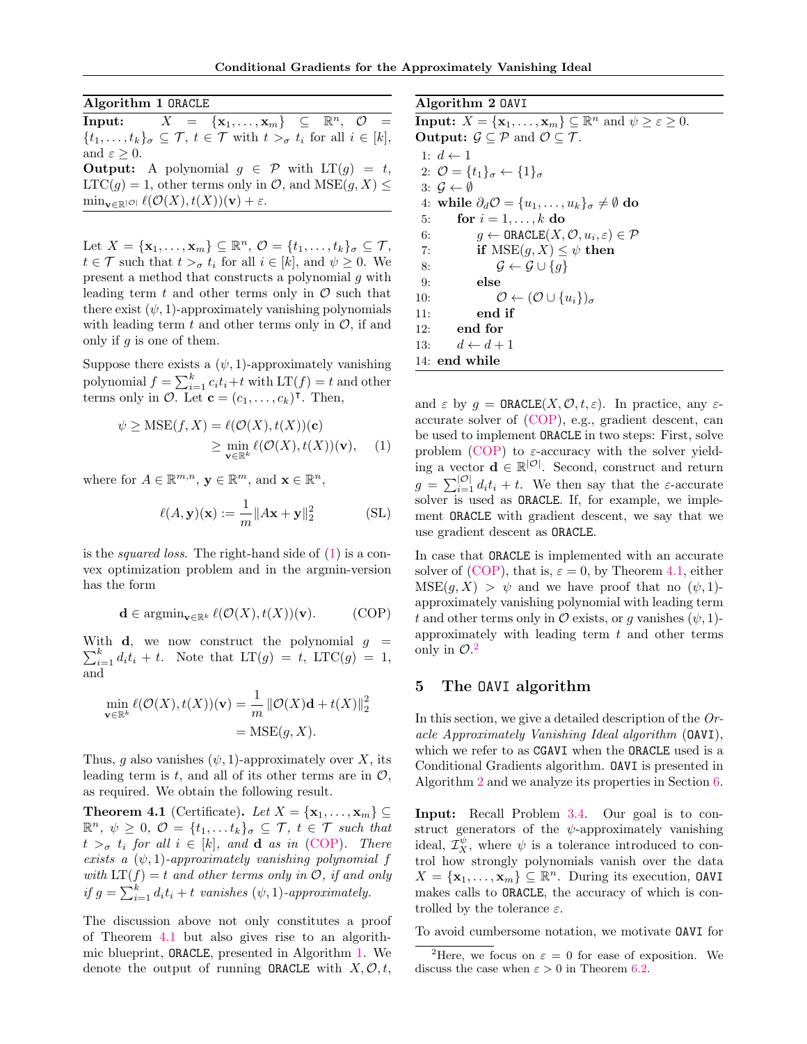**Algorithm 1** ORACLE

**Input:** $X = \{\mathbf{x}_1, \ldots, \mathbf{x}_m\} \subseteq \mathbb{R}^n$, $\mathcal{O} = \{t_1, \ldots, t_k\}_\sigma \subseteq \mathcal{T}$, $t \in \mathcal{T}$ with $t >_\sigma t_i$ for all $i \in [k]$, and $\varepsilon \geq 0$.

**Output:** A polynomial $g \in \mathcal{P}$ with $\mathrm{LT}(g) = t$, $\mathrm{LTC}(g) = 1$, other terms only in $\mathcal{O}$, and $\mathrm{MSE}(g, X) \leq \min_{\mathbf{v} \in \mathbb{R}^{|\mathcal{O}|}} \ell(\mathcal{O}(X), t(X))(\mathbf{v}) + \varepsilon$.

Let $X = \{\mathbf{x}_1, \ldots, \mathbf{x}_m\} \subseteq \mathbb{R}^n$, $\mathcal{O} = \{t_1, \ldots, t_k\}_\sigma \subseteq \mathcal{T}$, $t \in \mathcal{T}$ such that $t >_\sigma t_i$ for all $i \in [k]$, and $\psi \geq 0$. We present a method that constructs a polynomial $g$ with leading term $t$ and other terms only in $\mathcal{O}$ such that there exist $(\psi, 1)$-approximately vanishing polynomials with leading term $t$ and other terms only in $\mathcal{O}$, if and only if $g$ is one of them.

Suppose there exists a $(\psi, 1)$-approximately vanishing polynomial $f = \sum_{i=1}^k c_i t_i + t$ with $\mathrm{LT}(f) = t$ and other terms only in $\mathcal{O}$. Let $\mathbf{c} = (c_1, \ldots, c_k)^\intercal$. Then,

$$\begin{aligned} \psi \geq \mathrm{MSE}(f, X) &= \ell(\mathcal{O}(X), t(X))(\mathbf{c}) \\ &\geq \min_{\mathbf{v} \in \mathbb{R}^k} \ell(\mathcal{O}(X), t(X))(\mathbf{v}), \end{aligned} \tag{1}$$

where for $A \in \mathbb{R}^{m,n}$, $\mathbf{y} \in \mathbb{R}^m$, and $\mathbf{x} \in \mathbb{R}^n$,

$$\ell(A, \mathbf{y})(\mathbf{x}) := \frac{1}{m} \|A\mathbf{x} + \mathbf{y}\|_2^2 \tag{SL}$$

is the *squared loss*. The right-hand side of (1) is a convex optimization problem and in the argmin-version has the form

$$\mathbf{d} \in \mathrm{argmin}_{\mathbf{v} \in \mathbb{R}^k} \ell(\mathcal{O}(X), t(X))(\mathbf{v}). \tag{COP}$$

With $\mathbf{d}$, we now construct the polynomial $g = \sum_{i=1}^k d_i t_i + t$. Note that $\mathrm{LT}(g) = t$, $\mathrm{LTC}(g) = 1$, and

$$\begin{aligned} \min_{\mathbf{v} \in \mathbb{R}^k} \ell(\mathcal{O}(X), t(X))(\mathbf{v}) &= \frac{1}{m} \left\|\mathcal{O}(X)\mathbf{d} + t(X)\right\|_2^2 \\ &= \mathrm{MSE}(g, X). \end{aligned}$$

Thus, $g$ also vanishes $(\psi, 1)$-approximately over $X$, its leading term is $t$, and all of its other terms are in $\mathcal{O}$, as required. We obtain the following result.

**Theorem 4.1** (Certificate)**.** *Let $X = \{\mathbf{x}_1, \ldots, \mathbf{x}_m\} \subseteq \mathbb{R}^n$, $\psi \geq 0$, $\mathcal{O} = \{t_1, \ldots t_k\}_\sigma \subseteq \mathcal{T}$, $t \in \mathcal{T}$ such that $t >_\sigma t_i$ for all $i \in [k]$, and $\mathbf{d}$ as in (COP). There exists a $(\psi, 1)$-approximately vanishing polynomial $f$ with $\mathrm{LT}(f) = t$ and other terms only in $\mathcal{O}$, if and only if $g = \sum_{i=1}^k d_i t_i + t$ vanishes $(\psi, 1)$-approximately.*

The discussion above not only constitutes a proof of Theorem 4.1 but also gives rise to an algorithmic blueprint, ORACLE, presented in Algorithm 1. We denote the output of running ORACLE with $X, \mathcal{O}, t$, and $\varepsilon$ by $g = \texttt{ORACLE}(X, \mathcal{O}, t, \varepsilon)$. In practice, any $\varepsilon$-accurate solver of (COP), e.g., gradient descent, can be used to implement ORACLE in two steps: First, solve problem (COP) to $\varepsilon$-accuracy with the solver yielding a vector $\mathbf{d} \in \mathbb{R}^{|\mathcal{O}|}$. Second, construct and return $g = \sum_{i=1}^{|\mathcal{O}|} d_i t_i + t$. We then say that the $\varepsilon$-accurate solver is used as ORACLE. If, for example, we implement ORACLE with gradient descent, we say that we use gradient descent as ORACLE.

**Algorithm 2** OAVI

**Input:** $X = \{\mathbf{x}_1, \ldots, \mathbf{x}_m\} \subseteq \mathbb{R}^n$ and $\psi \geq \varepsilon \geq 0$.

**Output:** $\mathcal{G} \subseteq \mathcal{P}$ and $\mathcal{O} \subseteq \mathcal{T}$.

```
1:  d ← 1
2:  O = {t_1}_σ ← {1}_σ
3:  G ← ∅
4:  while ∂_d O = {u_1, ..., u_k}_σ ≠ ∅ do
5:      for i = 1, ..., k do
6:          g ← ORACLE(X, O, u_i, ε) ∈ P
7:          if MSE(g, X) ≤ ψ then
8:              G ← G ∪ {g}
9:          else
10:             O ← (O ∪ {u_i})_σ
11:         end if
12:     end for
13:     d ← d + 1
14: end while
```

In case that ORACLE is implemented with an accurate solver of (COP), that is, $\varepsilon = 0$, by Theorem 4.1, either $\mathrm{MSE}(g, X) > \psi$ and we have proof that no $(\psi, 1)$-approximately vanishing polynomial with leading term $t$ and other terms only in $\mathcal{O}$ exists, or $g$ vanishes $(\psi, 1)$-approximately with leading term $t$ and other terms only in $\mathcal{O}$.[2]

## 5 The OAVI algorithm

In this section, we give a detailed description of the *Oracle Approximately Vanishing Ideal algorithm* (OAVI), which we refer to as CGAVI when the ORACLE used is a Conditional Gradients algorithm. OAVI is presented in Algorithm 2 and we analyze its properties in Section 6.

**Input:** Recall Problem 3.4. Our goal is to construct generators of the $\psi$-approximately vanishing ideal, $\mathcal{I}_X^\psi$, where $\psi$ is a tolerance introduced to control how strongly polynomials vanish over the data $X = \{\mathbf{x}_1, \ldots, \mathbf{x}_m\} \subseteq \mathbb{R}^n$. During its execution, OAVI makes calls to ORACLE, the accuracy of which is controlled by the tolerance $\varepsilon$.

To avoid cumbersome notation, we motivate OAVI for

[2] Here, we focus on $\varepsilon = 0$ for ease of exposition. We discuss the case when $\varepsilon > 0$ in Theorem 6.2.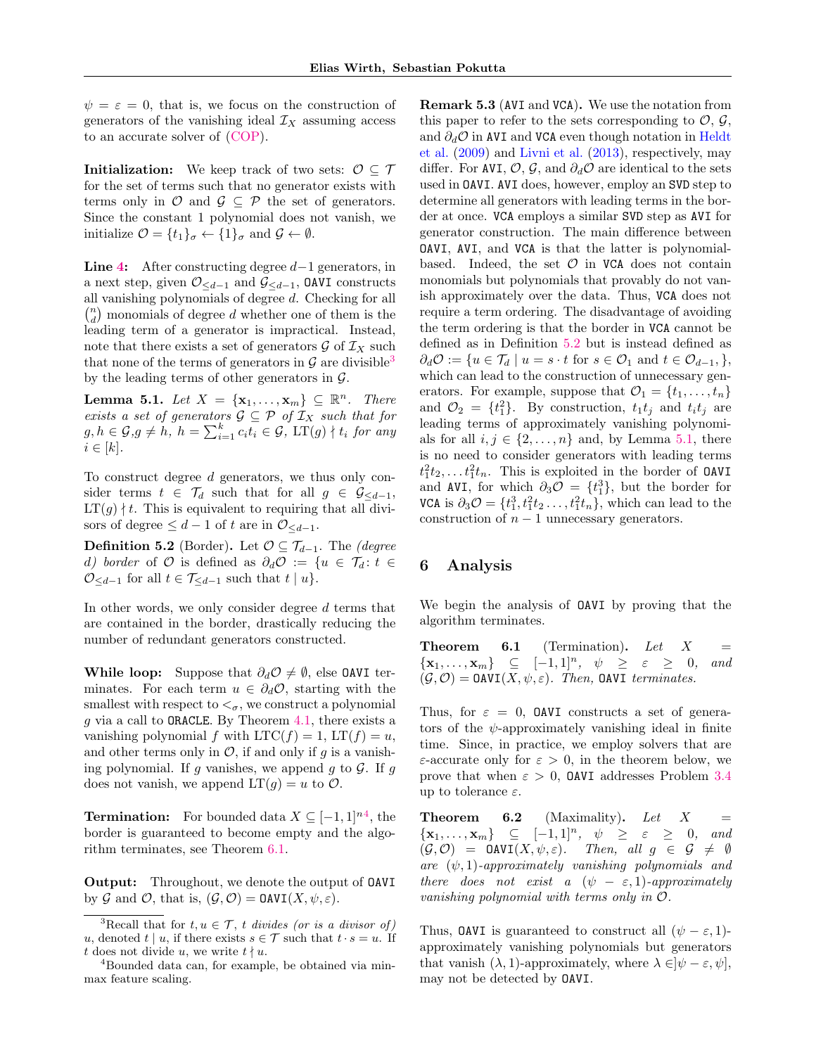$\psi = \varepsilon = 0$, that is, we focus on the construction of generators of the vanishing ideal $\mathcal{I}_X$ assuming access to an accurate solver of (COP).

**Initialization:** We keep track of two sets: $\mathcal{O} \subseteq \mathcal{T}$ for the set of terms such that no generator exists with terms only in $\mathcal{O}$ and $\mathcal{G} \subseteq \mathcal{P}$ the set of generators. Since the constant 1 polynomial does not vanish, we initialize $\mathcal{O} = \{t_1\}_\sigma \leftarrow \{1\}_\sigma$ and $\mathcal{G} \leftarrow \emptyset$.

**Line 4:** After constructing degree $d-1$ generators, in a next step, given $\mathcal{O}_{\leq d-1}$ and $\mathcal{G}_{\leq d-1}$, `OAVI` constructs all vanishing polynomials of degree $d$. Checking for all $\binom{n}{d}$ monomials of degree $d$ whether one of them is the leading term of a generator is impractical. Instead, note that there exists a set of generators $\mathcal{G}$ of $\mathcal{I}_X$ such that none of the terms of generators in $\mathcal{G}$ are divisible[3] by the leading terms of other generators in $\mathcal{G}$.

**Lemma 5.1.** *Let $X = \{\mathbf{x}_1, \ldots, \mathbf{x}_m\} \subseteq \mathbb{R}^n$. There exists a set of generators $\mathcal{G} \subseteq \mathcal{P}$ of $\mathcal{I}_X$ such that for $g, h \in \mathcal{G}, g \neq h$, $h = \sum_{i=1}^k c_i t_i \in \mathcal{G}$, $\operatorname{LT}(g) \nmid t_i$ for any $i \in [k]$.*

To construct degree $d$ generators, we thus only consider terms $t \in \mathcal{T}_d$ such that for all $g \in \mathcal{G}_{\leq d-1}$, $\operatorname{LT}(g) \nmid t$. This is equivalent to requiring that all divisors of degree $\leq d-1$ of $t$ are in $\mathcal{O}_{\leq d-1}$.

**Definition 5.2** (Border). Let $\mathcal{O} \subseteq \mathcal{T}_{d-1}$. The *(degree $d$) border* of $\mathcal{O}$ is defined as $\partial_d \mathcal{O} := \{u \in \mathcal{T}_d \colon t \in \mathcal{O}_{\leq d-1}$ for all $t \in \mathcal{T}_{\leq d-1}$ such that $t \mid u\}$.

In other words, we only consider degree $d$ terms that are contained in the border, drastically reducing the number of redundant generators constructed.

**While loop:** Suppose that $\partial_d \mathcal{O} \neq \emptyset$, else `OAVI` terminates. For each term $u \in \partial_d \mathcal{O}$, starting with the smallest with respect to $<_\sigma$, we construct a polynomial $g$ via a call to `ORACLE`. By Theorem 4.1, there exists a vanishing polynomial $f$ with $\operatorname{LTC}(f) = 1$, $\operatorname{LT}(f) = u$, and other terms only in $\mathcal{O}$, if and only if $g$ is a vanishing polynomial. If $g$ vanishes, we append $g$ to $\mathcal{G}$. If $g$ does not vanish, we append $\operatorname{LT}(g) = u$ to $\mathcal{O}$.

**Termination:** For bounded data $X \subseteq [-1, 1]^n$[4], the border is guaranteed to become empty and the algorithm terminates, see Theorem 6.1.

**Output:** Throughout, we denote the output of `OAVI` by $\mathcal{G}$ and $\mathcal{O}$, that is, $(\mathcal{G}, \mathcal{O}) = \texttt{OAVI}(X, \psi, \varepsilon)$.

[3] Recall that for $t, u \in \mathcal{T}$, $t$ *divides (or is a divisor of)* $u$, denoted $t \mid u$, if there exists $s \in \mathcal{T}$ such that $t \cdot s = u$. If $t$ does not divide $u$, we write $t \nmid u$.

[4] Bounded data can, for example, be obtained via min-max feature scaling.

**Remark 5.3** (`AVI` and `VCA`). We use the notation from this paper to refer to the sets corresponding to $\mathcal{O}$, $\mathcal{G}$, and $\partial_d \mathcal{O}$ in `AVI` and `VCA` even though notation in Heldt et al. (2009) and Livni et al. (2013), respectively, may differ. For `AVI`, $\mathcal{O}$, $\mathcal{G}$, and $\partial_d \mathcal{O}$ are identical to the sets used in `OAVI`. `AVI` does, however, employ an `SVD` step to determine all generators with leading terms in the border at once. `VCA` employs a similar `SVD` step as `AVI` for generator construction. The main difference between `OAVI`, `AVI`, and `VCA` is that the latter is polynomial-based. Indeed, the set $\mathcal{O}$ in `VCA` does not contain monomials but polynomials that provably do not vanish approximately over the data. Thus, `VCA` does not require a term ordering. The disadvantage of avoiding the term ordering is that the border in `VCA` cannot be defined as in Definition 5.2 but is instead defined as $\partial_d \mathcal{O} := \{u \in \mathcal{T}_d \mid u = s \cdot t$ for $s \in \mathcal{O}_1$ and $t \in \mathcal{O}_{d-1}, \}$, which can lead to the construction of unnecessary generators. For example, suppose that $\mathcal{O}_1 = \{t_1, \ldots, t_n\}$ and $\mathcal{O}_2 = \{t_1^2\}$. By construction, $t_1 t_j$ and $t_i t_j$ are leading terms of approximately vanishing polynomials for all $i, j \in \{2, \ldots, n\}$ and, by Lemma 5.1, there is no need to consider generators with leading terms $t_1^2 t_2, \ldots t_1^2 t_n$. This is exploited in the border of `OAVI` and `AVI`, for which $\partial_3 \mathcal{O} = \{t_1^3\}$, but the border for `VCA` is $\partial_3 \mathcal{O} = \{t_1^3, t_1^2 t_2 \ldots, t_1^2 t_n\}$, which can lead to the construction of $n-1$ unnecessary generators.

## 6 Analysis

We begin the analysis of `OAVI` by proving that the algorithm terminates.

**Theorem 6.1** (Termination). *Let $X = \{\mathbf{x}_1, \ldots, \mathbf{x}_m\} \subseteq [-1, 1]^n$, $\psi \geq \varepsilon \geq 0$, and $(\mathcal{G}, \mathcal{O}) = \texttt{OAVI}(X, \psi, \varepsilon)$. Then, `OAVI` terminates.*

Thus, for $\varepsilon = 0$, `OAVI` constructs a set of generators of the $\psi$-approximately vanishing ideal in finite time. Since, in practice, we employ solvers that are $\varepsilon$-accurate only for $\varepsilon > 0$, in the theorem below, we prove that when $\varepsilon > 0$, `OAVI` addresses Problem 3.4 up to tolerance $\varepsilon$.

**Theorem 6.2** (Maximality). *Let $X = \{\mathbf{x}_1, \ldots, \mathbf{x}_m\} \subseteq [-1, 1]^n$, $\psi \geq \varepsilon \geq 0$, and $(\mathcal{G}, \mathcal{O}) = \texttt{OAVI}(X, \psi, \varepsilon)$. Then, all $g \in \mathcal{G} \neq \emptyset$ are $(\psi, 1)$-approximately vanishing polynomials and there does not exist a $(\psi - \varepsilon, 1)$-approximately vanishing polynomial with terms only in $\mathcal{O}$.*

Thus, `OAVI` is guaranteed to construct all $(\psi - \varepsilon, 1)$-approximately vanishing polynomials but generators that vanish $(\lambda, 1)$-approximately, where $\lambda \in ]\psi - \varepsilon, \psi]$, may not be detected by `OAVI`.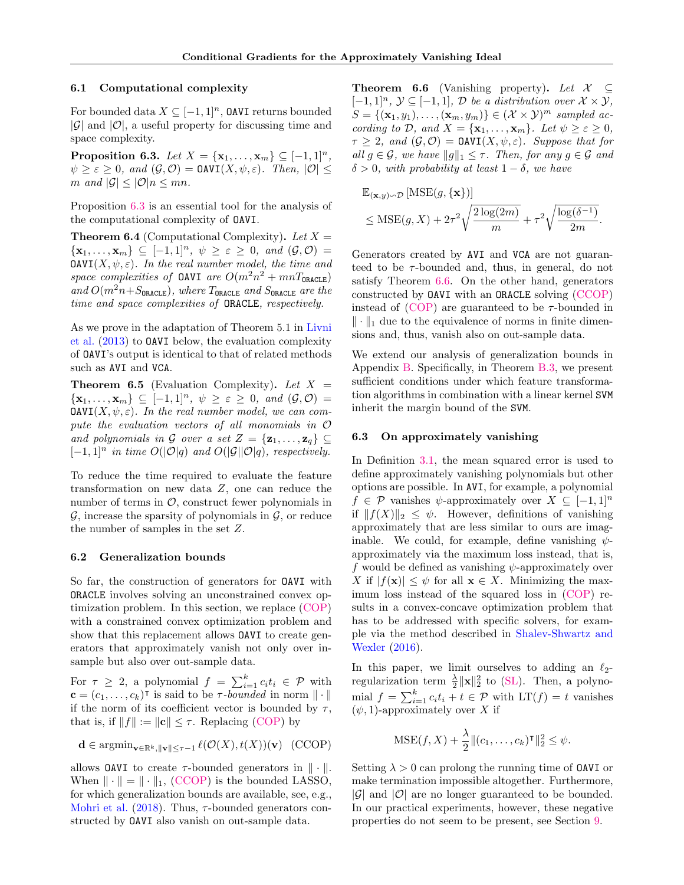### 6.1 Computational complexity

For bounded data $X \subseteq [-1,1]^n$, OAVI returns bounded $|\mathcal{G}|$ and $|\mathcal{O}|$, a useful property for discussing time and space complexity.

**Proposition 6.3.** *Let $X = \{\mathbf{x}_1, \ldots, \mathbf{x}_m\} \subseteq [-1,1]^n$, $\psi \geq \varepsilon \geq 0$, and $(\mathcal{G}, \mathcal{O}) = \texttt{OAVI}(X, \psi, \varepsilon)$. Then, $|\mathcal{O}| \leq m$ and $|\mathcal{G}| \leq |\mathcal{O}|n \leq mn$.*

Proposition 6.3 is an essential tool for the analysis of the computational complexity of OAVI.

**Theorem 6.4** (Computational Complexity)**.** *Let $X = \{\mathbf{x}_1, \ldots, \mathbf{x}_m\} \subseteq [-1,1]^n$, $\psi \geq \varepsilon \geq 0$, and $(\mathcal{G}, \mathcal{O}) = \texttt{OAVI}(X, \psi, \varepsilon)$. In the real number model, the time and space complexities of OAVI are $O(m^2n^2 + mnT_{\texttt{ORACLE}})$ and $O(m^2n + S_{\texttt{ORACLE}})$, where $T_{\texttt{ORACLE}}$ and $S_{\texttt{ORACLE}}$ are the time and space complexities of ORACLE, respectively.*

As we prove in the adaptation of Theorem 5.1 in Livni et al. (2013) to OAVI below, the evaluation complexity of OAVI's output is identical to that of related methods such as AVI and VCA.

**Theorem 6.5** (Evaluation Complexity)**.** *Let $X = \{\mathbf{x}_1, \ldots, \mathbf{x}_m\} \subseteq [-1,1]^n$, $\psi \geq \varepsilon \geq 0$, and $(\mathcal{G}, \mathcal{O}) = \texttt{OAVI}(X, \psi, \varepsilon)$. In the real number model, we can compute the evaluation vectors of all monomials in $\mathcal{O}$ and polynomials in $\mathcal{G}$ over a set $Z = \{\mathbf{z}_1, \ldots, \mathbf{z}_q\} \subseteq [-1,1]^n$ in time $O(|\mathcal{O}|q)$ and $O(|\mathcal{G}||\mathcal{O}|q)$, respectively.*

To reduce the time required to evaluate the feature transformation on new data $Z$, one can reduce the number of terms in $\mathcal{O}$, construct fewer polynomials in $\mathcal{G}$, increase the sparsity of polynomials in $\mathcal{G}$, or reduce the number of samples in the set $Z$.

### 6.2 Generalization bounds

So far, the construction of generators for OAVI with ORACLE involves solving an unconstrained convex optimization problem. In this section, we replace (COP) with a constrained convex optimization problem and show that this replacement allows OAVI to create generators that approximately vanish not only over in-sample but also over out-sample data.

For $\tau \geq 2$, a polynomial $f = \sum_{i=1}^k c_i t_i \in \mathcal{P}$ with $\mathbf{c} = (c_1, \ldots, c_k)^\intercal$ is said to be *$\tau$-bounded* in norm $\|\cdot\|$ if the norm of its coefficient vector is bounded by $\tau$, that is, if $\|f\| := \|\mathbf{c}\| \leq \tau$. Replacing (COP) by

$$\mathbf{d} \in \operatorname{argmin}_{\mathbf{v} \in \mathbb{R}^k, \|\mathbf{v}\| \leq \tau - 1} \ell(\mathcal{O}(X), t(X))(\mathbf{v}) \quad \text{(CCOP)}$$

allows OAVI to create $\tau$-bounded generators in $\|\cdot\|$. When $\|\cdot\| = \|\cdot\|_1$, (CCOP) is the bounded LASSO, for which generalization bounds are available, see, e.g., Mohri et al. (2018). Thus, $\tau$-bounded generators constructed by OAVI also vanish on out-sample data.

**Theorem 6.6** (Vanishing property)**.** *Let $\mathcal{X} \subseteq [-1,1]^n$, $\mathcal{Y} \subseteq [-1,1]$, $\mathcal{D}$ be a distribution over $\mathcal{X} \times \mathcal{Y}$, $S = \{(\mathbf{x}_1, y_1), \ldots, (\mathbf{x}_m, y_m)\} \in (\mathcal{X} \times \mathcal{Y})^m$ sampled according to $\mathcal{D}$, and $X = \{\mathbf{x}_1, \ldots, \mathbf{x}_m\}$. Let $\psi \geq \varepsilon \geq 0$, $\tau \geq 2$, and $(\mathcal{G}, \mathcal{O}) = \texttt{OAVI}(X, \psi, \varepsilon)$. Suppose that for all $g \in \mathcal{G}$, we have $\|g\|_1 \leq \tau$. Then, for any $g \in \mathcal{G}$ and $\delta > 0$, with probability at least $1 - \delta$, we have*

$$\begin{aligned}
&\mathbb{E}_{(\mathbf{x},y) \backsim \mathcal{D}}[\mathrm{MSE}(g, \{\mathbf{x}\})] \\
&\leq \mathrm{MSE}(g, X) + 2\tau^2 \sqrt{\frac{2\log(2m)}{m}} + \tau^2 \sqrt{\frac{\log(\delta^{-1})}{2m}}.
\end{aligned}$$

Generators created by AVI and VCA are not guaranteed to be $\tau$-bounded and, thus, in general, do not satisfy Theorem 6.6. On the other hand, generators constructed by OAVI with an ORACLE solving (CCOP) instead of (COP) are guaranteed to be $\tau$-bounded in $\|\cdot\|_1$ due to the equivalence of norms in finite dimensions and, thus, vanish also on out-sample data.

We extend our analysis of generalization bounds in Appendix B. Specifically, in Theorem B.3, we present sufficient conditions under which feature transformation algorithms in combination with a linear kernel SVM inherit the margin bound of the SVM.

### 6.3 On approximately vanishing

In Definition 3.1, the mean squared error is used to define approximately vanishing polynomials but other options are possible. In AVI, for example, a polynomial $f \in \mathcal{P}$ vanishes $\psi$-approximately over $X \subseteq [-1,1]^n$ if $\|f(X)\|_2 \leq \psi$. However, definitions of vanishing approximately that are less similar to ours are imaginable. We could, for example, define vanishing $\psi$-approximately via the maximum loss instead, that is, $f$ would be defined as vanishing $\psi$-approximately over $X$ if $|f(\mathbf{x})| \leq \psi$ for all $\mathbf{x} \in X$. Minimizing the maximum loss instead of the squared loss in (COP) results in a convex-concave optimization problem that has to be addressed with specific solvers, for example via the method described in Shalev-Shwartz and Wexler (2016).

In this paper, we limit ourselves to adding an $\ell_2$-regularization term $\frac{\lambda}{2}\|\mathbf{x}\|_2^2$ to (SL). Then, a polynomial $f = \sum_{i=1}^k c_i t_i + t \in \mathcal{P}$ with $\mathrm{LT}(f) = t$ vanishes $(\psi, 1)$-approximately over $X$ if

$$\mathrm{MSE}(f, X) + \frac{\lambda}{2}\|(c_1, \ldots, c_k)^\intercal\|_2^2 \leq \psi.$$

Setting $\lambda > 0$ can prolong the running time of OAVI or make termination impossible altogether. Furthermore, $|\mathcal{G}|$ and $|\mathcal{O}|$ are no longer guaranteed to be bounded. In our practical experiments, however, these negative properties do not seem to be present, see Section 9.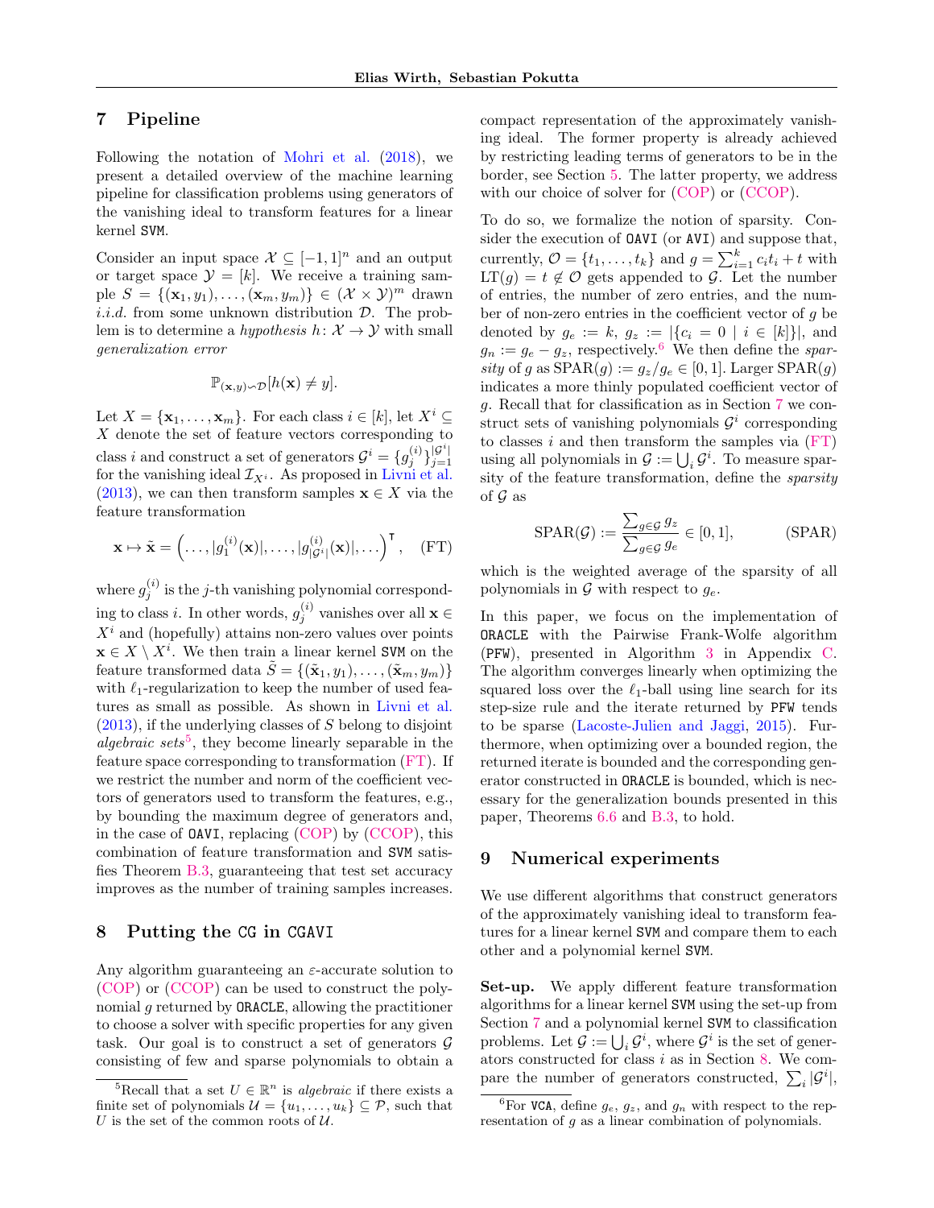## 7 Pipeline

Following the notation of Mohri et al. (2018), we present a detailed overview of the machine learning pipeline for classification problems using generators of the vanishing ideal to transform features for a linear kernel SVM.

Consider an input space $\mathcal{X} \subseteq [-1,1]^n$ and an output or target space $\mathcal{Y} = [k]$. We receive a training sample $S = \{(\mathbf{x}_1, y_1), \ldots, (\mathbf{x}_m, y_m)\} \in (\mathcal{X} \times \mathcal{Y})^m$ drawn *i.i.d.* from some unknown distribution $\mathcal{D}$. The problem is to determine a *hypothesis* $h\colon \mathcal{X} \to \mathcal{Y}$ with small *generalization error*

$$\mathbb{P}_{(\mathbf{x},y)\backsim\mathcal{D}}[h(\mathbf{x}) \neq y].$$

Let $X = \{\mathbf{x}_1, \ldots, \mathbf{x}_m\}$. For each class $i \in [k]$, let $X^i \subseteq X$ denote the set of feature vectors corresponding to class $i$ and construct a set of generators $\mathcal{G}^i = \{g_j^{(i)}\}_{j=1}^{|\mathcal{G}^i|}$ for the vanishing ideal $\mathcal{I}_{X^i}$. As proposed in Livni et al. (2013), we can then transform samples $\mathbf{x} \in X$ via the feature transformation

$$\mathbf{x} \mapsto \tilde{\mathbf{x}} = \left(\ldots, |g_1^{(i)}(\mathbf{x})|, \ldots, |g_{|\mathcal{G}^i|}^{(i)}(\mathbf{x})|, \ldots\right)^\intercal, \quad \text{(FT)}$$

where $g_j^{(i)}$ is the $j$-th vanishing polynomial corresponding to class $i$. In other words, $g_j^{(i)}$ vanishes over all $\mathbf{x} \in X^i$ and (hopefully) attains non-zero values over points $\mathbf{x} \in X \setminus X^i$. We then train a linear kernel SVM on the feature transformed data $\tilde{S} = \{(\tilde{\mathbf{x}}_1, y_1), \ldots, (\tilde{\mathbf{x}}_m, y_m)\}$ with $\ell_1$-regularization to keep the number of used features as small as possible. As shown in Livni et al. (2013), if the underlying classes of $S$ belong to disjoint *algebraic sets*[5], they become linearly separable in the feature space corresponding to transformation (FT). If we restrict the number and norm of the coefficient vectors of generators used to transform the features, e.g., by bounding the maximum degree of generators and, in the case of OAVI, replacing (COP) by (CCOP), this combination of feature transformation and SVM satisfies Theorem B.3, guaranteeing that test set accuracy improves as the number of training samples increases.

## 8 Putting the CG in CGAVI

Any algorithm guaranteeing an $\varepsilon$-accurate solution to (COP) or (CCOP) can be used to construct the polynomial $g$ returned by ORACLE, allowing the practitioner to choose a solver with specific properties for any given task. Our goal is to construct a set of generators $\mathcal{G}$ consisting of few and sparse polynomials to obtain a compact representation of the approximately vanishing ideal. The former property is already achieved by restricting leading terms of generators to be in the border, see Section 5. The latter property, we address with our choice of solver for (COP) or (CCOP).

To do so, we formalize the notion of sparsity. Consider the execution of OAVI (or AVI) and suppose that, currently, $\mathcal{O} = \{t_1, \ldots, t_k\}$ and $g = \sum_{i=1}^k c_i t_i + t$ with $\operatorname{LT}(g) = t \notin \mathcal{O}$ gets appended to $\mathcal{G}$. Let the number of entries, the number of zero entries, and the number of non-zero entries in the coefficient vector of $g$ be denoted by $g_e := k$, $g_z := |\{c_i = 0 \mid i \in [k]\}|$, and $g_n := g_e - g_z$, respectively.[6] We then define the *sparsity* of $g$ as $\operatorname{SPAR}(g) := g_z/g_e \in [0,1]$. Larger $\operatorname{SPAR}(g)$ indicates a more thinly populated coefficient vector of $g$. Recall that for classification as in Section 7 we construct sets of vanishing polynomials $\mathcal{G}^i$ corresponding to classes $i$ and then transform the samples via (FT) using all polynomials in $\mathcal{G} := \bigcup_i \mathcal{G}^i$. To measure sparsity of the feature transformation, define the *sparsity* of $\mathcal{G}$ as

$$\operatorname{SPAR}(\mathcal{G}) := \frac{\sum_{g\in\mathcal{G}} g_z}{\sum_{g\in\mathcal{G}} g_e} \in [0,1], \qquad \text{(SPAR)}$$

which is the weighted average of the sparsity of all polynomials in $\mathcal{G}$ with respect to $g_e$.

In this paper, we focus on the implementation of ORACLE with the Pairwise Frank-Wolfe algorithm (PFW), presented in Algorithm 3 in Appendix C. The algorithm converges linearly when optimizing the squared loss over the $\ell_1$-ball using line search for its step-size rule and the iterate returned by PFW tends to be sparse (Lacoste-Julien and Jaggi, 2015). Furthermore, when optimizing over a bounded region, the returned iterate is bounded and the corresponding generator constructed in ORACLE is bounded, which is necessary for the generalization bounds presented in this paper, Theorems 6.6 and B.3, to hold.

## 9 Numerical experiments

We use different algorithms that construct generators of the approximately vanishing ideal to transform features for a linear kernel SVM and compare them to each other and a polynomial kernel SVM.

**Set-up.** We apply different feature transformation algorithms for a linear kernel SVM using the set-up from Section 7 and a polynomial kernel SVM to classification problems. Let $\mathcal{G} := \bigcup_i \mathcal{G}^i$, where $\mathcal{G}^i$ is the set of generators constructed for class $i$ as in Section 8. We compare the number of generators constructed, $\sum_i |\mathcal{G}^i|$,

---

[5] Recall that a set $U \in \mathbb{R}^n$ is *algebraic* if there exists a finite set of polynomials $\mathcal{U} = \{u_1, \ldots, u_k\} \subseteq \mathcal{P}$, such that $U$ is the set of the common roots of $\mathcal{U}$.

[6] For VCA, define $g_e$, $g_z$, and $g_n$ with respect to the representation of $g$ as a linear combination of polynomials.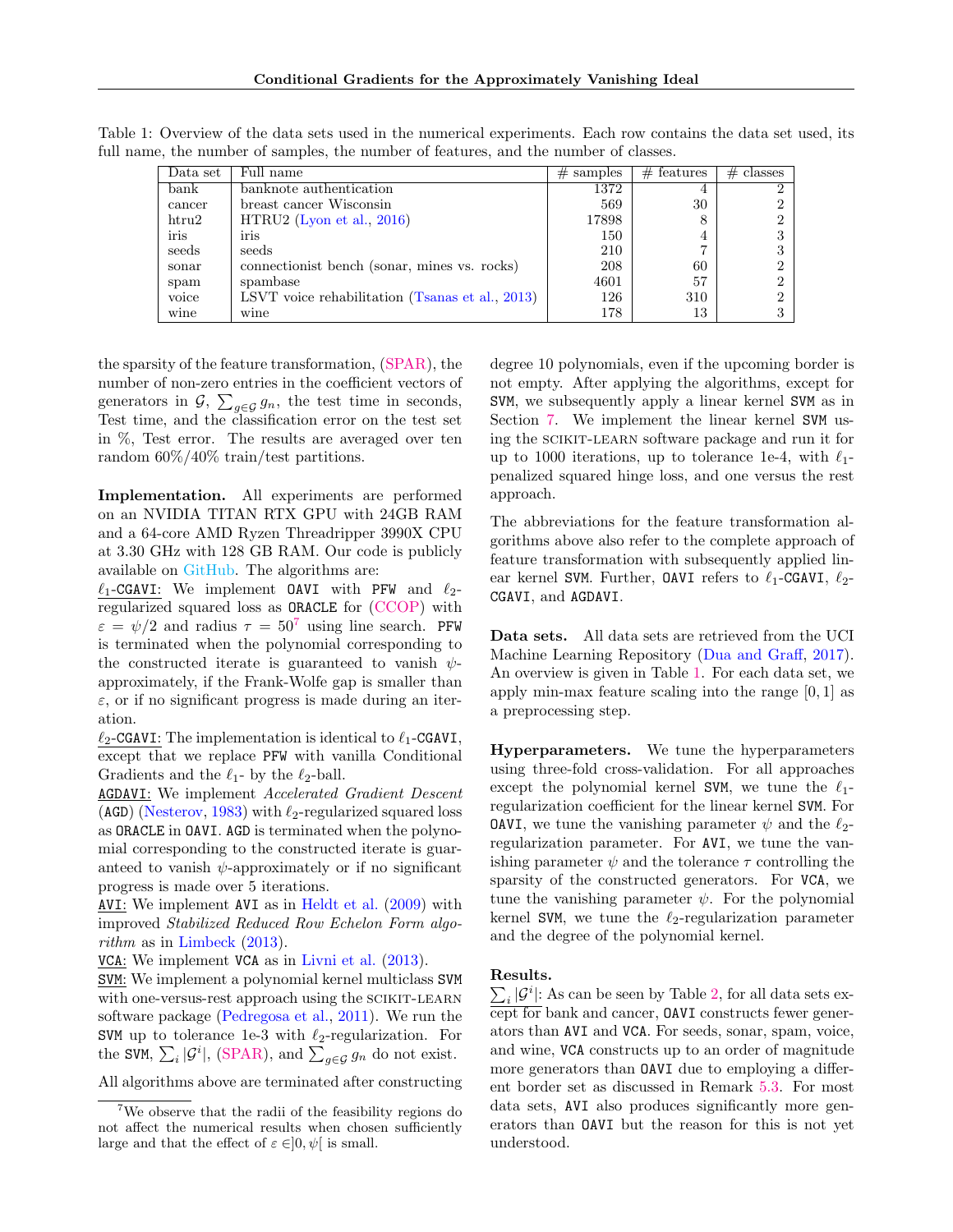Table 1: Overview of the data sets used in the numerical experiments. Each row contains the data set used, its full name, the number of samples, the number of features, and the number of classes.

| Data set | Full name | # samples | # features | # classes |
|---|---|---|---|---|
| bank | banknote authentication | 1372 | 4 | 2 |
| cancer | breast cancer Wisconsin | 569 | 30 | 2 |
| htru2 | HTRU2 (Lyon et al., 2016) | 17898 | 8 | 2 |
| iris | iris | 150 | 4 | 3 |
| seeds | seeds | 210 | 7 | 3 |
| sonar | connectionist bench (sonar, mines vs. rocks) | 208 | 60 | 2 |
| spam | spambase | 4601 | 57 | 2 |
| voice | LSVT voice rehabilitation (Tsanas et al., 2013) | 126 | 310 | 2 |
| wine | wine | 178 | 13 | 3 |

the sparsity of the feature transformation, (SPAR), the number of non-zero entries in the coefficient vectors of generators in $\mathcal{G}$, $\sum_{g\in\mathcal{G}} g_n$, the test time in seconds, Test time, and the classification error on the test set in %, Test error. The results are averaged over ten random 60%/40% train/test partitions.

**Implementation.** All experiments are performed on an NVIDIA TITAN RTX GPU with 24GB RAM and a 64-core AMD Ryzen Threadripper 3990X CPU at 3.30 GHz with 128 GB RAM. Our code is publicly available on GitHub. The algorithms are:

$\ell_1$-`CGAVI`: We implement `OAVI` with `PFW` and $\ell_2$-regularized squared loss as `ORACLE` for (CCOP) with $\varepsilon = \psi/2$ and radius $\tau = 50$[7] using line search. `PFW` is terminated when the polynomial corresponding to the constructed iterate is guaranteed to vanish $\psi$-approximately, if the Frank-Wolfe gap is smaller than $\varepsilon$, or if no significant progress is made during an iteration.

$\ell_2$-`CGAVI`: The implementation is identical to $\ell_1$-`CGAVI`, except that we replace `PFW` with vanilla Conditional Gradients and the $\ell_1$- by the $\ell_2$-ball.

`AGDAVI`: We implement *Accelerated Gradient Descent* (`AGD`) (Nesterov, 1983) with $\ell_2$-regularized squared loss as `ORACLE` in `OAVI`. `AGD` is terminated when the polynomial corresponding to the constructed iterate is guaranteed to vanish $\psi$-approximately or if no significant progress is made over 5 iterations.

`AVI`: We implement `AVI` as in Heldt et al. (2009) with improved *Stabilized Reduced Row Echelon Form algorithm* as in Limbeck (2013).

`VCA`: We implement `VCA` as in Livni et al. (2013).

`SVM`: We implement a polynomial kernel multiclass `SVM` with one-versus-rest approach using the SCIKIT-LEARN software package (Pedregosa et al., 2011). We run the `SVM` up to tolerance 1e-3 with $\ell_2$-regularization. For the `SVM`, $\sum_i |\mathcal{G}^i|$, (SPAR), and $\sum_{g\in\mathcal{G}} g_n$ do not exist.

All algorithms above are terminated after constructing degree 10 polynomials, even if the upcoming border is not empty. After applying the algorithms, except for `SVM`, we subsequently apply a linear kernel `SVM` as in Section 7. We implement the linear kernel `SVM` using the SCIKIT-LEARN software package and run it for up to 1000 iterations, up to tolerance 1e-4, with $\ell_1$-penalized squared hinge loss, and one versus the rest approach.

The abbreviations for the feature transformation algorithms above also refer to the complete approach of feature transformation with subsequently applied linear kernel `SVM`. Further, `OAVI` refers to $\ell_1$-`CGAVI`, $\ell_2$-`CGAVI`, and `AGDAVI`.

**Data sets.** All data sets are retrieved from the UCI Machine Learning Repository (Dua and Graff, 2017). An overview is given in Table 1. For each data set, we apply min-max feature scaling into the range $[0, 1]$ as a preprocessing step.

**Hyperparameters.** We tune the hyperparameters using three-fold cross-validation. For all approaches except the polynomial kernel `SVM`, we tune the $\ell_1$-regularization coefficient for the linear kernel `SVM`. For `OAVI`, we tune the vanishing parameter $\psi$ and the $\ell_2$-regularization parameter. For `AVI`, we tune the vanishing parameter $\psi$ and the tolerance $\tau$ controlling the sparsity of the constructed generators. For `VCA`, we tune the vanishing parameter $\psi$. For the polynomial kernel `SVM`, we tune the $\ell_2$-regularization parameter and the degree of the polynomial kernel.

**Results.**

$\sum_i |\mathcal{G}^i|$: As can be seen by Table 2, for all data sets except for bank and cancer, `OAVI` constructs fewer generators than `AVI` and `VCA`. For seeds, sonar, spam, voice, and wine, `VCA` constructs up to an order of magnitude more generators than `OAVI` due to employing a different border set as discussed in Remark 5.3. For most data sets, `AVI` also produces significantly more generators than `OAVI` but the reason for this is not yet understood.

[7] We observe that the radii of the feasibility regions do not affect the numerical results when chosen sufficiently large and that the effect of $\varepsilon \in ]0, \psi[$ is small.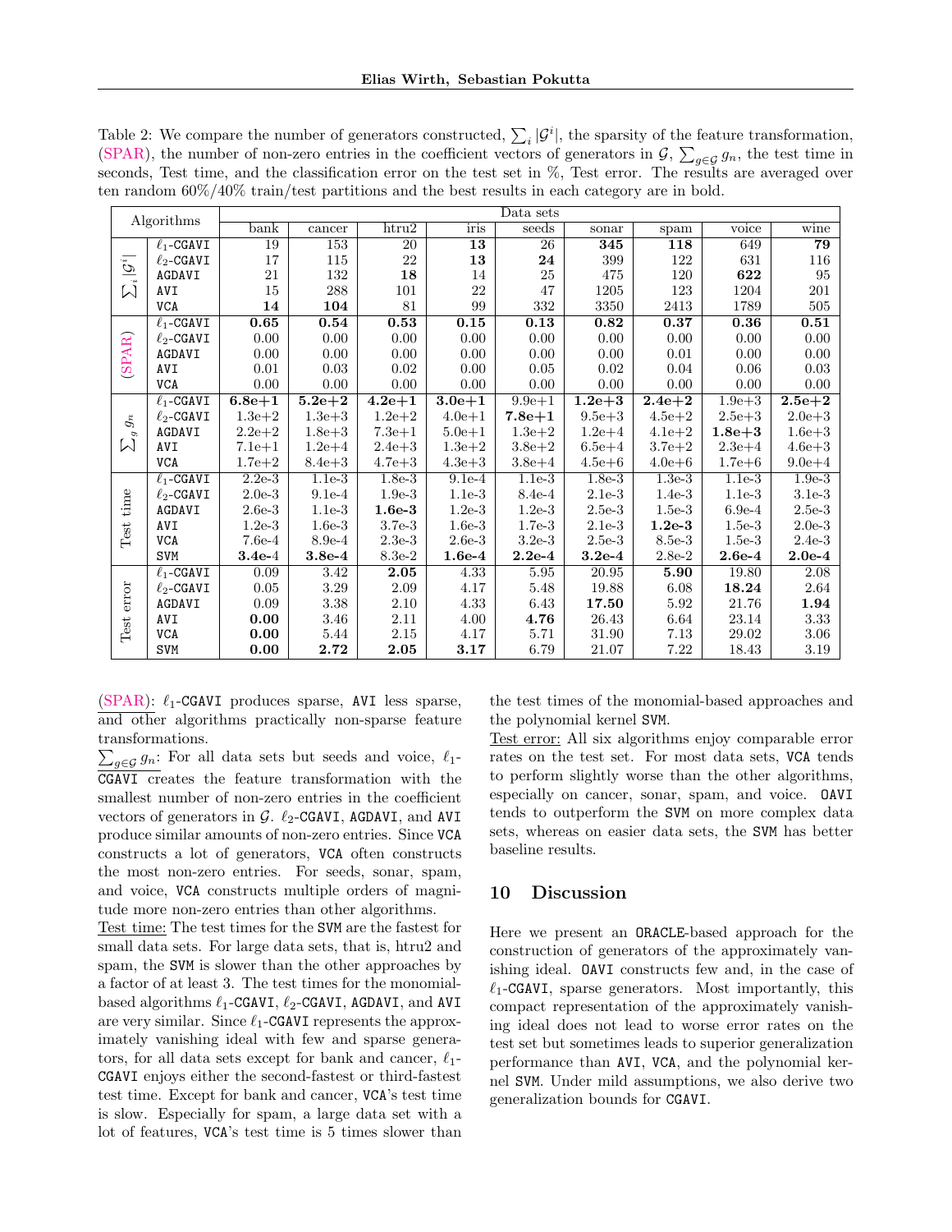Table 2: We compare the number of generators constructed, $\sum_i |\mathcal{G}^i|$, the sparsity of the feature transformation, (SPAR), the number of non-zero entries in the coefficient vectors of generators in $\mathcal{G}$, $\sum_{g\in\mathcal{G}} g_n$, the test time in seconds, Test time, and the classification error on the test set in %, Test error. The results are averaged over ten random 60%/40% train/test partitions and the best results in each category are in bold.

| Algorithms | | Data sets | | | | | | | | |
|---|---|---|---|---|---|---|---|---|---|---|
| | | bank | cancer | htru2 | iris | seeds | sonar | spam | voice | wine |
| $\sum_i \lvert\mathcal{G}^i\rvert$ | $\ell_1$-CGAVI | 19 | 153 | 20 | **13** | 26 | **345** | **118** | 649 | **79** |
| | $\ell_2$-CGAVI | 17 | 115 | 22 | **13** | **24** | 399 | 122 | 631 | 116 |
| | AGDAVI | 21 | 132 | **18** | 14 | 25 | 475 | 120 | **622** | 95 |
| | AVI | 15 | 288 | 101 | 22 | 47 | 1205 | 123 | 1204 | 201 |
| | VCA | **14** | **104** | 81 | 99 | 332 | 3350 | 2413 | 1789 | 505 |
| (SPAR) | $\ell_1$-CGAVI | **0.65** | **0.54** | **0.53** | **0.15** | **0.13** | **0.82** | **0.37** | **0.36** | **0.51** |
| | $\ell_2$-CGAVI | 0.00 | 0.00 | 0.00 | 0.00 | 0.00 | 0.00 | 0.00 | 0.00 | 0.00 |
| | AGDAVI | 0.00 | 0.00 | 0.00 | 0.00 | 0.00 | 0.00 | 0.01 | 0.00 | 0.00 |
| | AVI | 0.01 | 0.03 | 0.02 | 0.00 | 0.05 | 0.02 | 0.04 | 0.06 | 0.03 |
| | VCA | 0.00 | 0.00 | 0.00 | 0.00 | 0.00 | 0.00 | 0.00 | 0.00 | 0.00 |
| $\sum_g g_n$ | $\ell_1$-CGAVI | **6.8e+1** | **5.2e+2** | **4.2e+1** | **3.0e+1** | 9.9e+1 | **1.2e+3** | **2.4e+2** | 1.9e+3 | **2.5e+2** |
| | $\ell_2$-CGAVI | 1.3e+2 | 1.3e+3 | 1.2e+2 | 4.0e+1 | **7.8e+1** | 9.5e+3 | 4.5e+2 | 2.5e+3 | 2.0e+3 |
| | AGDAVI | 2.2e+2 | 1.8e+3 | 7.3e+1 | 5.0e+1 | 1.3e+2 | 1.2e+4 | 4.1e+2 | **1.8e+3** | 1.6e+3 |
| | AVI | 7.1e+1 | 1.2e+4 | 2.4e+3 | 1.3e+2 | 3.8e+2 | 6.5e+4 | 3.7e+2 | 2.3e+4 | 4.6e+3 |
| | VCA | 1.7e+2 | 8.4e+3 | 4.7e+3 | 4.3e+3 | 3.8e+4 | 4.5e+6 | 4.0e+6 | 1.7e+6 | 9.0e+4 |
| Test time | $\ell_1$-CGAVI | 2.2e-3 | 1.1e-3 | 1.8e-3 | 9.1e-4 | 1.1e-3 | 1.8e-3 | 1.3e-3 | 1.1e-3 | 1.9e-3 |
| | $\ell_2$-CGAVI | 2.0e-3 | 9.1e-4 | 1.9e-3 | 1.1e-3 | 8.4e-4 | 2.1e-3 | 1.4e-3 | 1.1e-3 | 3.1e-3 |
| | AGDAVI | 2.6e-3 | 1.1e-3 | **1.6e-3** | 1.2e-3 | 1.2e-3 | 2.5e-3 | 1.5e-3 | 6.9e-4 | 2.5e-3 |
| | AVI | 1.2e-3 | 1.6e-3 | 3.7e-3 | 1.6e-3 | 1.7e-3 | 2.1e-3 | **1.2e-3** | 1.5e-3 | 2.0e-3 |
| | VCA | 7.6e-4 | 8.9e-4 | 2.3e-3 | 2.6e-3 | 3.2e-3 | 2.5e-3 | 8.5e-3 | 1.5e-3 | 2.4e-3 |
| | SVM | **3.4e-4** | **3.8e-4** | 8.3e-2 | **1.6e-4** | **2.2e-4** | **3.2e-4** | 2.8e-2 | **2.6e-4** | **2.0e-4** |
| Test error | $\ell_1$-CGAVI | 0.09 | 3.42 | **2.05** | 4.33 | 5.95 | 20.95 | **5.90** | 19.80 | 2.08 |
| | $\ell_2$-CGAVI | 0.05 | 3.29 | 2.09 | 4.17 | 5.48 | 19.88 | 6.08 | **18.24** | 2.64 |
| | AGDAVI | 0.09 | 3.38 | 2.10 | 4.33 | 6.43 | **17.50** | 5.92 | 21.76 | **1.94** |
| | AVI | **0.00** | 3.46 | 2.11 | 4.00 | **4.76** | 26.43 | 6.64 | 23.14 | 3.33 |
| | VCA | **0.00** | 5.44 | 2.15 | 4.17 | 5.71 | 31.90 | 7.13 | 29.02 | 3.06 |
| | SVM | **0.00** | **2.72** | **2.05** | **3.17** | 6.79 | 21.07 | 7.22 | 18.43 | 3.19 |

(SPAR): $\ell_1$-CGAVI produces sparse, AVI less sparse, and other algorithms practically non-sparse feature transformations.

$\sum_{g\in\mathcal{G}} g_n$: For all data sets but seeds and voice, $\ell_1$-CGAVI creates the feature transformation with the smallest number of non-zero entries in the coefficient vectors of generators in $\mathcal{G}$. $\ell_2$-CGAVI, AGDAVI, and AVI produce similar amounts of non-zero entries. Since VCA constructs a lot of generators, VCA often constructs the most non-zero entries. For seeds, sonar, spam, and voice, VCA constructs multiple orders of magnitude more non-zero entries than other algorithms.

Test time: The test times for the SVM are the fastest for small data sets. For large data sets, that is, htru2 and spam, the SVM is slower than the other approaches by a factor of at least 3. The test times for the monomial-based algorithms $\ell_1$-CGAVI, $\ell_2$-CGAVI, AGDAVI, and AVI are very similar. Since $\ell_1$-CGAVI represents the approximately vanishing ideal with few and sparse generators, for all data sets except for bank and cancer, $\ell_1$-CGAVI enjoys either the second-fastest or third-fastest test time. Except for bank and cancer, VCA's test time is slow. Especially for spam, a large data set with a lot of features, VCA's test time is 5 times slower than the test times of the monomial-based approaches and the polynomial kernel SVM.

Test error: All six algorithms enjoy comparable error rates on the test set. For most data sets, VCA tends to perform slightly worse than the other algorithms, especially on cancer, sonar, spam, and voice. OAVI tends to outperform the SVM on more complex data sets, whereas on easier data sets, the SVM has better baseline results.

## 10 Discussion

Here we present an ORACLE-based approach for the construction of generators of the approximately vanishing ideal. OAVI constructs few and, in the case of $\ell_1$-CGAVI, sparse generators. Most importantly, this compact representation of the approximately vanishing ideal does not lead to worse error rates on the test set but sometimes leads to superior generalization performance than AVI, VCA, and the polynomial kernel SVM. Under mild assumptions, we also derive two generalization bounds for CGAVI.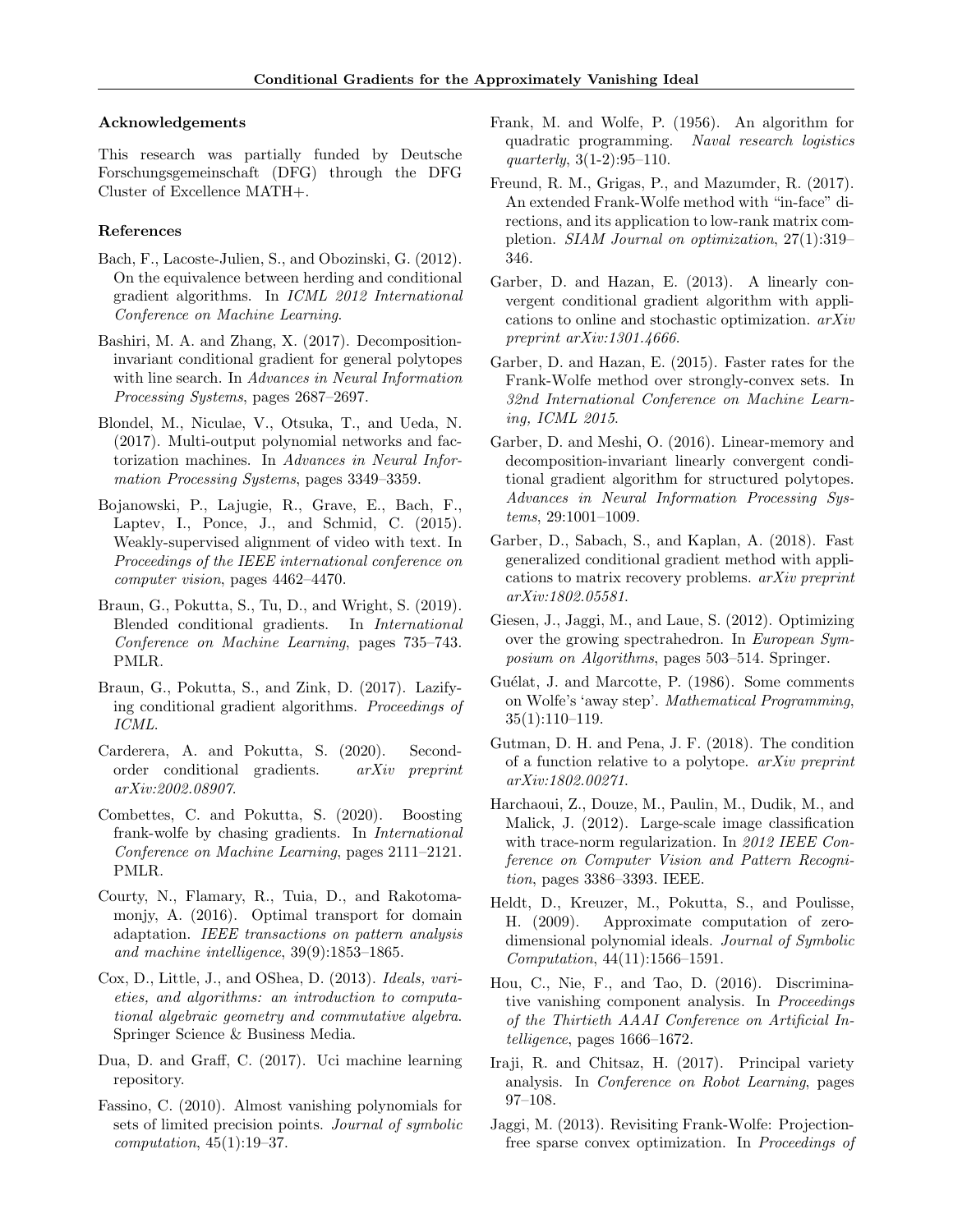### Acknowledgements

This research was partially funded by Deutsche Forschungsgemeinschaft (DFG) through the DFG Cluster of Excellence MATH+.

### References

Bach, F., Lacoste-Julien, S., and Obozinski, G. (2012). On the equivalence between herding and conditional gradient algorithms. In *ICML 2012 International Conference on Machine Learning*.

Bashiri, M. A. and Zhang, X. (2017). Decomposition-invariant conditional gradient for general polytopes with line search. In *Advances in Neural Information Processing Systems*, pages 2687–2697.

Blondel, M., Niculae, V., Otsuka, T., and Ueda, N. (2017). Multi-output polynomial networks and factorization machines. In *Advances in Neural Information Processing Systems*, pages 3349–3359.

Bojanowski, P., Lajugie, R., Grave, E., Bach, F., Laptev, I., Ponce, J., and Schmid, C. (2015). Weakly-supervised alignment of video with text. In *Proceedings of the IEEE international conference on computer vision*, pages 4462–4470.

Braun, G., Pokutta, S., Tu, D., and Wright, S. (2019). Blended conditional gradients. In *International Conference on Machine Learning*, pages 735–743. PMLR.

Braun, G., Pokutta, S., and Zink, D. (2017). Lazifying conditional gradient algorithms. *Proceedings of ICML*.

Carderera, A. and Pokutta, S. (2020). Second-order conditional gradients. *arXiv preprint arXiv:2002.08907*.

Combettes, C. and Pokutta, S. (2020). Boosting frank-wolfe by chasing gradients. In *International Conference on Machine Learning*, pages 2111–2121. PMLR.

Courty, N., Flamary, R., Tuia, D., and Rakotomamonjy, A. (2016). Optimal transport for domain adaptation. *IEEE transactions on pattern analysis and machine intelligence*, 39(9):1853–1865.

Cox, D., Little, J., and OShea, D. (2013). *Ideals, varieties, and algorithms: an introduction to computational algebraic geometry and commutative algebra*. Springer Science & Business Media.

Dua, D. and Graff, C. (2017). Uci machine learning repository.

Fassino, C. (2010). Almost vanishing polynomials for sets of limited precision points. *Journal of symbolic computation*, 45(1):19–37.

Frank, M. and Wolfe, P. (1956). An algorithm for quadratic programming. *Naval research logistics quarterly*, 3(1-2):95–110.

Freund, R. M., Grigas, P., and Mazumder, R. (2017). An extended Frank-Wolfe method with "in-face" directions, and its application to low-rank matrix completion. *SIAM Journal on optimization*, 27(1):319–346.

Garber, D. and Hazan, E. (2013). A linearly convergent conditional gradient algorithm with applications to online and stochastic optimization. *arXiv preprint arXiv:1301.4666*.

Garber, D. and Hazan, E. (2015). Faster rates for the Frank-Wolfe method over strongly-convex sets. In *32nd International Conference on Machine Learning, ICML 2015*.

Garber, D. and Meshi, O. (2016). Linear-memory and decomposition-invariant linearly convergent conditional gradient algorithm for structured polytopes. *Advances in Neural Information Processing Systems*, 29:1001–1009.

Garber, D., Sabach, S., and Kaplan, A. (2018). Fast generalized conditional gradient method with applications to matrix recovery problems. *arXiv preprint arXiv:1802.05581*.

Giesen, J., Jaggi, M., and Laue, S. (2012). Optimizing over the growing spectrahedron. In *European Symposium on Algorithms*, pages 503–514. Springer.

Guélat, J. and Marcotte, P. (1986). Some comments on Wolfe's 'away step'. *Mathematical Programming*, 35(1):110–119.

Gutman, D. H. and Pena, J. F. (2018). The condition of a function relative to a polytope. *arXiv preprint arXiv:1802.00271*.

Harchaoui, Z., Douze, M., Paulin, M., Dudik, M., and Malick, J. (2012). Large-scale image classification with trace-norm regularization. In *2012 IEEE Conference on Computer Vision and Pattern Recognition*, pages 3386–3393. IEEE.

Heldt, D., Kreuzer, M., Pokutta, S., and Poulisse, H. (2009). Approximate computation of zero-dimensional polynomial ideals. *Journal of Symbolic Computation*, 44(11):1566–1591.

Hou, C., Nie, F., and Tao, D. (2016). Discriminative vanishing component analysis. In *Proceedings of the Thirtieth AAAI Conference on Artificial Intelligence*, pages 1666–1672.

Iraji, R. and Chitsaz, H. (2017). Principal variety analysis. In *Conference on Robot Learning*, pages 97–108.

Jaggi, M. (2013). Revisiting Frank-Wolfe: Projection-free sparse convex optimization. In *Proceedings of*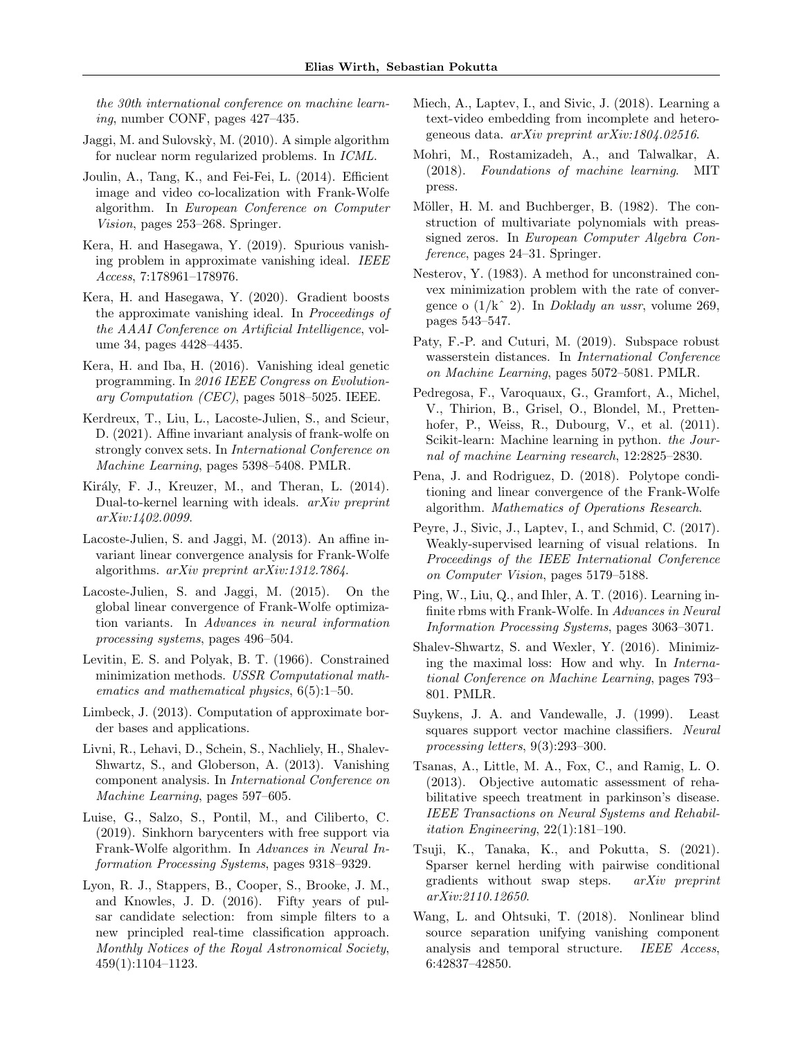the 30th international conference on machine learning, number CONF, pages 427–435.

Jaggi, M. and Sulovskỳ, M. (2010). A simple algorithm for nuclear norm regularized problems. In *ICML*.

Joulin, A., Tang, K., and Fei-Fei, L. (2014). Efficient image and video co-localization with Frank-Wolfe algorithm. In *European Conference on Computer Vision*, pages 253–268. Springer.

Kera, H. and Hasegawa, Y. (2019). Spurious vanishing problem in approximate vanishing ideal. *IEEE Access*, 7:178961–178976.

Kera, H. and Hasegawa, Y. (2020). Gradient boosts the approximate vanishing ideal. In *Proceedings of the AAAI Conference on Artificial Intelligence*, volume 34, pages 4428–4435.

Kera, H. and Iba, H. (2016). Vanishing ideal genetic programming. In *2016 IEEE Congress on Evolutionary Computation (CEC)*, pages 5018–5025. IEEE.

Kerdreux, T., Liu, L., Lacoste-Julien, S., and Scieur, D. (2021). Affine invariant analysis of frank-wolfe on strongly convex sets. In *International Conference on Machine Learning*, pages 5398–5408. PMLR.

Király, F. J., Kreuzer, M., and Theran, L. (2014). Dual-to-kernel learning with ideals. *arXiv preprint arXiv:1402.0099*.

Lacoste-Julien, S. and Jaggi, M. (2013). An affine invariant linear convergence analysis for Frank-Wolfe algorithms. *arXiv preprint arXiv:1312.7864*.

Lacoste-Julien, S. and Jaggi, M. (2015). On the global linear convergence of Frank-Wolfe optimization variants. In *Advances in neural information processing systems*, pages 496–504.

Levitin, E. S. and Polyak, B. T. (1966). Constrained minimization methods. *USSR Computational mathematics and mathematical physics*, 6(5):1–50.

Limbeck, J. (2013). Computation of approximate border bases and applications.

Livni, R., Lehavi, D., Schein, S., Nachliely, H., Shalev-Shwartz, S., and Globerson, A. (2013). Vanishing component analysis. In *International Conference on Machine Learning*, pages 597–605.

Luise, G., Salzo, S., Pontil, M., and Ciliberto, C. (2019). Sinkhorn barycenters with free support via Frank-Wolfe algorithm. In *Advances in Neural Information Processing Systems*, pages 9318–9329.

Lyon, R. J., Stappers, B., Cooper, S., Brooke, J. M., and Knowles, J. D. (2016). Fifty years of pulsar candidate selection: from simple filters to a new principled real-time classification approach. *Monthly Notices of the Royal Astronomical Society*, 459(1):1104–1123.

Miech, A., Laptev, I., and Sivic, J. (2018). Learning a text-video embedding from incomplete and heterogeneous data. *arXiv preprint arXiv:1804.02516*.

Mohri, M., Rostamizadeh, A., and Talwalkar, A. (2018). *Foundations of machine learning*. MIT press.

Möller, H. M. and Buchberger, B. (1982). The construction of multivariate polynomials with preassigned zeros. In *European Computer Algebra Conference*, pages 24–31. Springer.

Nesterov, Y. (1983). A method for unconstrained convex minimization problem with the rate of convergence o (1/kˆ 2). In *Doklady an ussr*, volume 269, pages 543–547.

Paty, F.-P. and Cuturi, M. (2019). Subspace robust wasserstein distances. In *International Conference on Machine Learning*, pages 5072–5081. PMLR.

Pedregosa, F., Varoquaux, G., Gramfort, A., Michel, V., Thirion, B., Grisel, O., Blondel, M., Prettenhofer, P., Weiss, R., Dubourg, V., et al. (2011). Scikit-learn: Machine learning in python. *the Journal of machine Learning research*, 12:2825–2830.

Pena, J. and Rodriguez, D. (2018). Polytope conditioning and linear convergence of the Frank-Wolfe algorithm. *Mathematics of Operations Research*.

Peyre, J., Sivic, J., Laptev, I., and Schmid, C. (2017). Weakly-supervised learning of visual relations. In *Proceedings of the IEEE International Conference on Computer Vision*, pages 5179–5188.

Ping, W., Liu, Q., and Ihler, A. T. (2016). Learning infinite rbms with Frank-Wolfe. In *Advances in Neural Information Processing Systems*, pages 3063–3071.

Shalev-Shwartz, S. and Wexler, Y. (2016). Minimizing the maximal loss: How and why. In *International Conference on Machine Learning*, pages 793–801. PMLR.

Suykens, J. A. and Vandewalle, J. (1999). Least squares support vector machine classifiers. *Neural processing letters*, 9(3):293–300.

Tsanas, A., Little, M. A., Fox, C., and Ramig, L. O. (2013). Objective automatic assessment of rehabilitative speech treatment in parkinson's disease. *IEEE Transactions on Neural Systems and Rehabilitation Engineering*, 22(1):181–190.

Tsuji, K., Tanaka, K., and Pokutta, S. (2021). Sparser kernel herding with pairwise conditional gradients without swap steps. *arXiv preprint arXiv:2110.12650*.

Wang, L. and Ohtsuki, T. (2018). Nonlinear blind source separation unifying vanishing component analysis and temporal structure. *IEEE Access*, 6:42837–42850.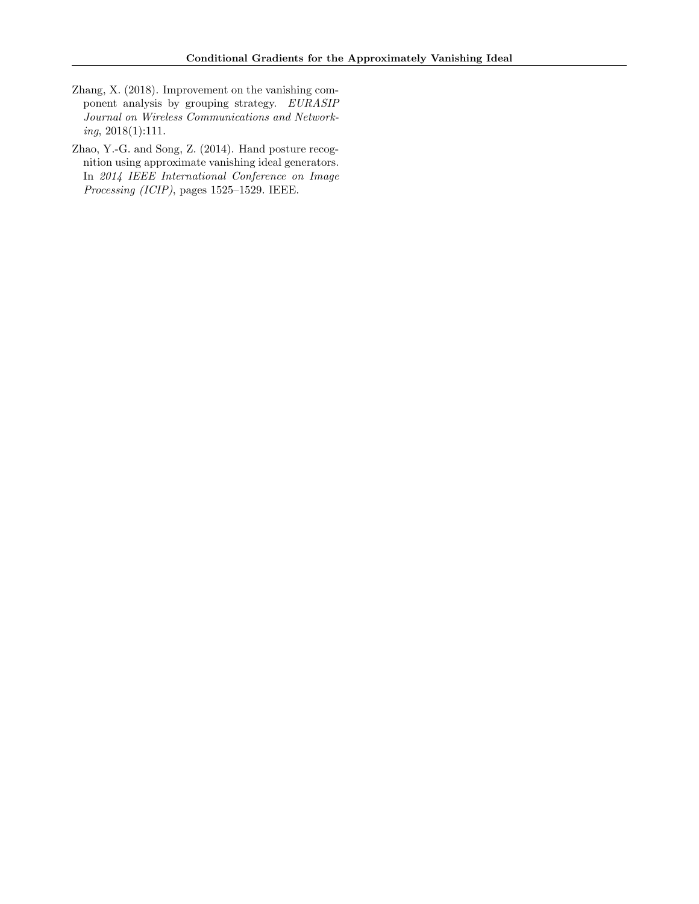Zhang, X. (2018). Improvement on the vanishing component analysis by grouping strategy. *EURASIP Journal on Wireless Communications and Networking*, 2018(1):111.

Zhao, Y.-G. and Song, Z. (2014). Hand posture recognition using approximate vanishing ideal generators. In *2014 IEEE International Conference on Image Processing (ICIP)*, pages 1525–1529. IEEE.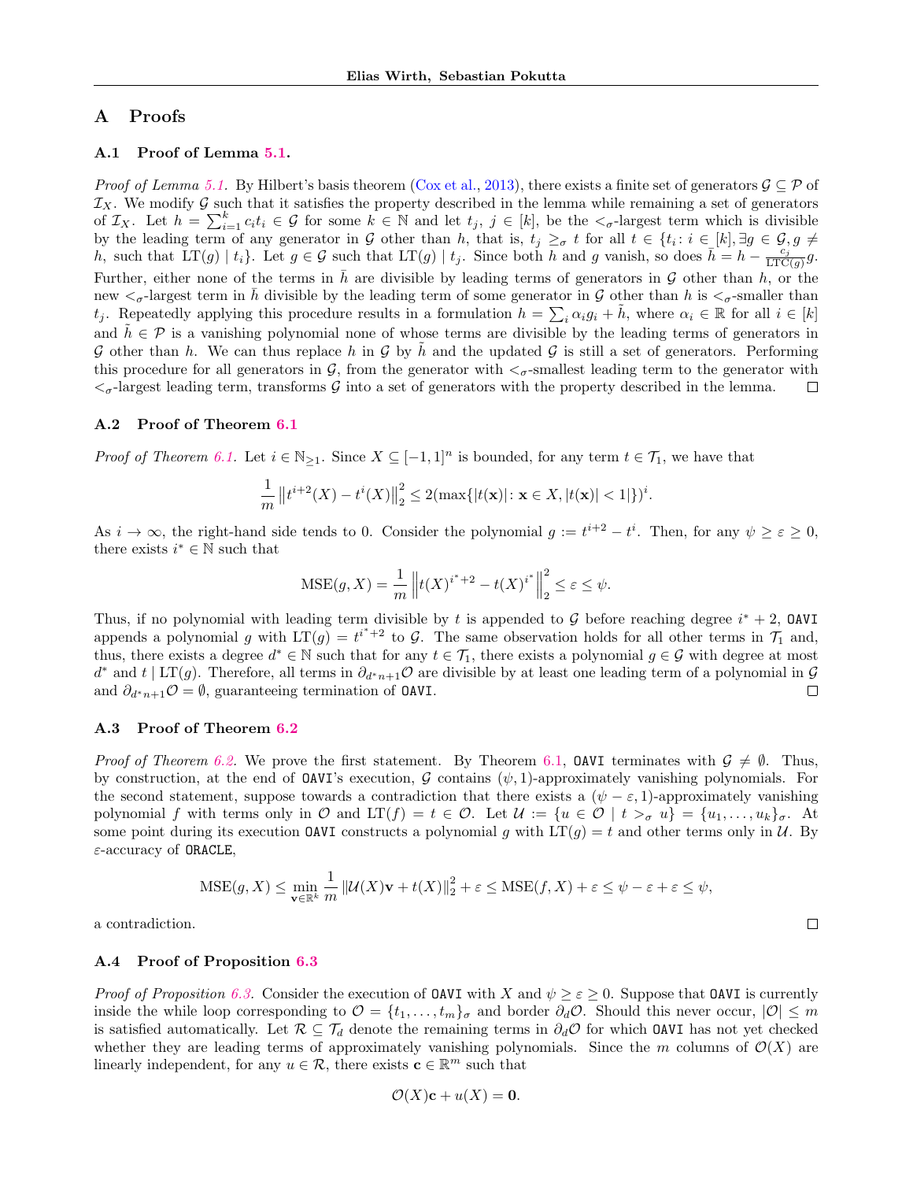## A Proofs

### A.1 Proof of Lemma 5.1.

*Proof of Lemma 5.1.* By Hilbert's basis theorem (Cox et al., 2013), there exists a finite set of generators $\mathcal{G} \subseteq \mathcal{P}$ of $\mathcal{I}_X$. We modify $\mathcal{G}$ such that it satisfies the property described in the lemma while remaining a set of generators of $\mathcal{I}_X$. Let $h = \sum_{i=1}^k c_i t_i \in \mathcal{G}$ for some $k \in \mathbb{N}$ and let $t_j$, $j \in [k]$, be the $<_\sigma$-largest term which is divisible by the leading term of any generator in $\mathcal{G}$ other than $h$, that is, $t_j \geq_\sigma t$ for all $t \in \{t_i : i \in [k], \exists g \in \mathcal{G}, g \neq h, \text{ such that } \operatorname{LT}(g) \mid t_i\}$. Let $g \in \mathcal{G}$ such that $\operatorname{LT}(g) \mid t_j$. Since both $h$ and $g$ vanish, so does $\bar{h} = h - \frac{c_j}{\operatorname{LTC}(g)} g$. Further, either none of the terms in $\bar{h}$ are divisible by leading terms of generators in $\mathcal{G}$ other than $h$, or the new $<_\sigma$-largest term in $\bar{h}$ divisible by the leading term of some generator in $\mathcal{G}$ other than $h$ is $<_\sigma$-smaller than $t_j$. Repeatedly applying this procedure results in a formulation $h = \sum_i \alpha_i g_i + \tilde{h}$, where $\alpha_i \in \mathbb{R}$ for all $i \in [k]$ and $\tilde{h} \in \mathcal{P}$ is a vanishing polynomial none of whose terms are divisible by the leading terms of generators in $\mathcal{G}$ other than $h$. We can thus replace $h$ in $\mathcal{G}$ by $\tilde{h}$ and the updated $\mathcal{G}$ is still a set of generators. Performing this procedure for all generators in $\mathcal{G}$, from the generator with $<_\sigma$-smallest leading term to the generator with $<_\sigma$-largest leading term, transforms $\mathcal{G}$ into a set of generators with the property described in the lemma. $\square$

### A.2 Proof of Theorem 6.1

*Proof of Theorem 6.1.* Let $i \in \mathbb{N}_{\geq 1}$. Since $X \subseteq [-1, 1]^n$ is bounded, for any term $t \in \mathcal{T}_1$, we have that

$$\frac{1}{m} \left\| t^{i+2}(X) - t^i(X) \right\|_2^2 \leq 2(\max\{|t(\mathbf{x})| : \mathbf{x} \in X, |t(\mathbf{x})| < 1\})^i.$$

As $i \to \infty$, the right-hand side tends to 0. Consider the polynomial $g := t^{i+2} - t^i$. Then, for any $\psi \geq \varepsilon \geq 0$, there exists $i^* \in \mathbb{N}$ such that

$$\operatorname{MSE}(g, X) = \frac{1}{m} \left\| t(X)^{i^*+2} - t(X)^{i^*} \right\|_2^2 \leq \varepsilon \leq \psi.$$

Thus, if no polynomial with leading term divisible by $t$ is appended to $\mathcal{G}$ before reaching degree $i^* + 2$, `OAVI` appends a polynomial $g$ with $\operatorname{LT}(g) = t^{i^*+2}$ to $\mathcal{G}$. The same observation holds for all other terms in $\mathcal{T}_1$ and, thus, there exists a degree $d^* \in \mathbb{N}$ such that for any $t \in \mathcal{T}_1$, there exists a polynomial $g \in \mathcal{G}$ with degree at most $d^*$ and $t \mid \operatorname{LT}(g)$. Therefore, all terms in $\partial_{d^*n+1}\mathcal{O}$ are divisible by at least one leading term of a polynomial in $\mathcal{G}$ and $\partial_{d^*n+1}\mathcal{O} = \emptyset$, guaranteeing termination of `OAVI`. $\square$

### A.3 Proof of Theorem 6.2

*Proof of Theorem 6.2.* We prove the first statement. By Theorem 6.1, `OAVI` terminates with $\mathcal{G} \neq \emptyset$. Thus, by construction, at the end of `OAVI`'s execution, $\mathcal{G}$ contains $(\psi, 1)$-approximately vanishing polynomials. For the second statement, suppose towards a contradiction that there exists a $(\psi - \varepsilon, 1)$-approximately vanishing polynomial $f$ with terms only in $\mathcal{O}$ and $\operatorname{LT}(f) = t \in \mathcal{O}$. Let $\mathcal{U} := \{u \in \mathcal{O} \mid t >_\sigma u\} = \{u_1, \ldots, u_k\}_\sigma$. At some point during its execution `OAVI` constructs a polynomial $g$ with $\operatorname{LT}(g) = t$ and other terms only in $\mathcal{U}$. By $\varepsilon$-accuracy of `ORACLE`,

$$\operatorname{MSE}(g, X) \leq \min_{\mathbf{v} \in \mathbb{R}^k} \frac{1}{m} \left\| \mathcal{U}(X)\mathbf{v} + t(X) \right\|_2^2 + \varepsilon \leq \operatorname{MSE}(f, X) + \varepsilon \leq \psi - \varepsilon + \varepsilon \leq \psi,$$

a contradiction. $\square$

### A.4 Proof of Proposition 6.3

*Proof of Proposition 6.3.* Consider the execution of `OAVI` with $X$ and $\psi \geq \varepsilon \geq 0$. Suppose that `OAVI` is currently inside the while loop corresponding to $\mathcal{O} = \{t_1, \ldots, t_m\}_\sigma$ and border $\partial_d\mathcal{O}$. Should this never occur, $|\mathcal{O}| \leq m$ is satisfied automatically. Let $\mathcal{R} \subseteq \mathcal{T}_d$ denote the remaining terms in $\partial_d\mathcal{O}$ for which `OAVI` has not yet checked whether they are leading terms of approximately vanishing polynomials. Since the $m$ columns of $\mathcal{O}(X)$ are linearly independent, for any $u \in \mathcal{R}$, there exists $\mathbf{c} \in \mathbb{R}^m$ such that

$$\mathcal{O}(X)\mathbf{c} + u(X) = \mathbf{0}.$$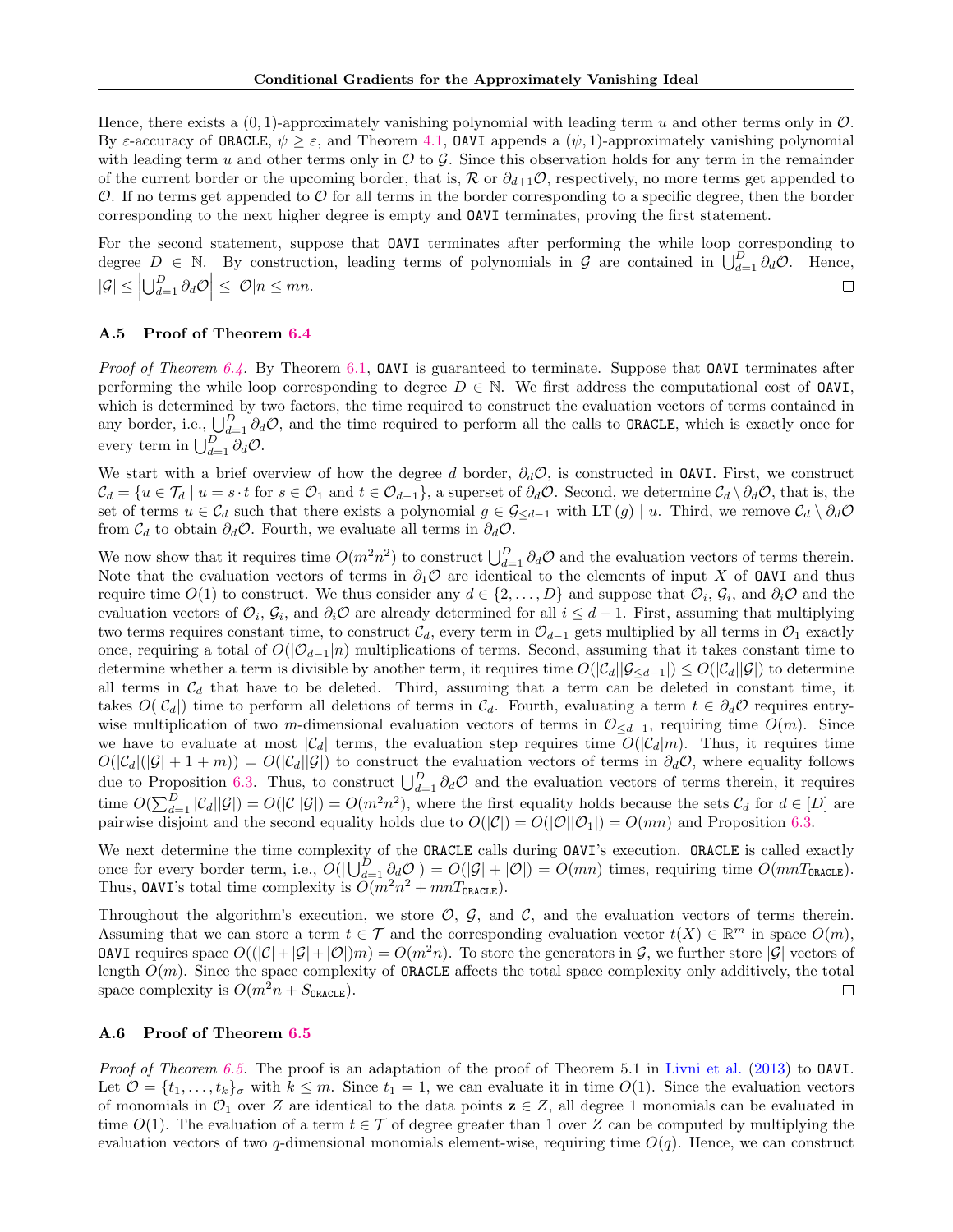Hence, there exists a $(0, 1)$-approximately vanishing polynomial with leading term $u$ and other terms only in $\mathcal{O}$. By $\varepsilon$-accuracy of ORACLE, $\psi \geq \varepsilon$, and Theorem 4.1, OAVI appends a $(\psi, 1)$-approximately vanishing polynomial with leading term $u$ and other terms only in $\mathcal{O}$ to $\mathcal{G}$. Since this observation holds for any term in the remainder of the current border or the upcoming border, that is, $\mathcal{R}$ or $\partial_{d+1}\mathcal{O}$, respectively, no more terms get appended to $\mathcal{O}$. If no terms get appended to $\mathcal{O}$ for all terms in the border corresponding to a specific degree, then the border corresponding to the next higher degree is empty and OAVI terminates, proving the first statement.

For the second statement, suppose that OAVI terminates after performing the while loop corresponding to degree $D \in \mathbb{N}$. By construction, leading terms of polynomials in $\mathcal{G}$ are contained in $\bigcup_{d=1}^{D} \partial_d \mathcal{O}$. Hence, $|\mathcal{G}| \leq \left|\bigcup_{d=1}^{D} \partial_d \mathcal{O}\right| \leq |\mathcal{O}| n \leq mn$. $\square$

### A.5 Proof of Theorem 6.4

*Proof of Theorem 6.4.* By Theorem 6.1, OAVI is guaranteed to terminate. Suppose that OAVI terminates after performing the while loop corresponding to degree $D \in \mathbb{N}$. We first address the computational cost of OAVI, which is determined by two factors, the time required to construct the evaluation vectors of terms contained in any border, i.e., $\bigcup_{d=1}^{D} \partial_d \mathcal{O}$, and the time required to perform all the calls to ORACLE, which is exactly once for every term in $\bigcup_{d=1}^{D} \partial_d \mathcal{O}$.

We start with a brief overview of how the degree $d$ border, $\partial_d \mathcal{O}$, is constructed in OAVI. First, we construct $\mathcal{C}_d = \{u \in \mathcal{T}_d \mid u = s \cdot t \text{ for } s \in \mathcal{O}_1 \text{ and } t \in \mathcal{O}_{d-1}\}$, a superset of $\partial_d \mathcal{O}$. Second, we determine $\mathcal{C}_d \setminus \partial_d \mathcal{O}$, that is, the set of terms $u \in \mathcal{C}_d$ such that there exists a polynomial $g \in \mathcal{G}_{\leq d-1}$ with $\operatorname{LT}(g) \mid u$. Third, we remove $\mathcal{C}_d \setminus \partial_d \mathcal{O}$ from $\mathcal{C}_d$ to obtain $\partial_d \mathcal{O}$. Fourth, we evaluate all terms in $\partial_d \mathcal{O}$.

We now show that it requires time $O(m^2 n^2)$ to construct $\bigcup_{d=1}^{D} \partial_d \mathcal{O}$ and the evaluation vectors of terms therein. Note that the evaluation vectors of terms in $\partial_1 \mathcal{O}$ are identical to the elements of input $X$ of OAVI and thus require time $O(1)$ to construct. We thus consider any $d \in \{2, \ldots, D\}$ and suppose that $\mathcal{O}_i$, $\mathcal{G}_i$, and $\partial_i \mathcal{O}$ and the evaluation vectors of $\mathcal{O}_i$, $\mathcal{G}_i$, and $\partial_i \mathcal{O}$ are already determined for all $i \leq d-1$. First, assuming that multiplying two terms requires constant time, to construct $\mathcal{C}_d$, every term in $\mathcal{O}_{d-1}$ gets multiplied by all terms in $\mathcal{O}_1$ exactly once, requiring a total of $O(|\mathcal{O}_{d-1}| n)$ multiplications of terms. Second, assuming that it takes constant time to determine whether a term is divisible by another term, it requires time $O(|\mathcal{C}_d| |\mathcal{G}_{\leq d-1}|) \leq O(|\mathcal{C}_d| |\mathcal{G}|)$ to determine all terms in $\mathcal{C}_d$ that have to be deleted. Third, assuming that a term can be deleted in constant time, it takes $O(|\mathcal{C}_d|)$ time to perform all deletions of terms in $\mathcal{C}_d$. Fourth, evaluating a term $t \in \partial_d \mathcal{O}$ requires entry-wise multiplication of two $m$-dimensional evaluation vectors of terms in $\mathcal{O}_{\leq d-1}$, requiring time $O(m)$. Since we have to evaluate at most $|\mathcal{C}_d|$ terms, the evaluation step requires time $O(|\mathcal{C}_d| m)$. Thus, it requires time $O(|\mathcal{C}_d|(|\mathcal{G}| + 1 + m)) = O(|\mathcal{C}_d||\mathcal{G}|)$ to construct the evaluation vectors of terms in $\partial_d \mathcal{O}$, where equality follows due to Proposition 6.3. Thus, to construct $\bigcup_{d=1}^{D} \partial_d \mathcal{O}$ and the evaluation vectors of terms therein, it requires time $O(\sum_{d=1}^{D} |\mathcal{C}_d||\mathcal{G}|) = O(|\mathcal{C}||\mathcal{G}|) = O(m^2 n^2)$, where the first equality holds because the sets $\mathcal{C}_d$ for $d \in [D]$ are pairwise disjoint and the second equality holds due to $O(|\mathcal{C}|) = O(|\mathcal{O}||\mathcal{O}_1|) = O(mn)$ and Proposition 6.3.

We next determine the time complexity of the ORACLE calls during OAVI's execution. ORACLE is called exactly once for every border term, i.e., $O(|\bigcup_{d=1}^{D} \partial_d \mathcal{O}|) = O(|\mathcal{G}| + |\mathcal{O}|) = O(mn)$ times, requiring time $O(mnT_{\texttt{ORACLE}})$. Thus, OAVI's total time complexity is $O(m^2 n^2 + mnT_{\texttt{ORACLE}})$.

Throughout the algorithm's execution, we store $\mathcal{O}$, $\mathcal{G}$, and $\mathcal{C}$, and the evaluation vectors of terms therein. Assuming that we can store a term $t \in \mathcal{T}$ and the corresponding evaluation vector $t(X) \in \mathbb{R}^m$ in space $O(m)$, OAVI requires space $O((|\mathcal{C}| + |\mathcal{G}| + |\mathcal{O}|)m) = O(m^2 n)$. To store the generators in $\mathcal{G}$, we further store $|\mathcal{G}|$ vectors of length $O(m)$. Since the space complexity of ORACLE affects the total space complexity only additively, the total space complexity is $O(m^2 n + S_{\texttt{ORACLE}})$. $\square$

### A.6 Proof of Theorem 6.5

*Proof of Theorem 6.5.* The proof is an adaptation of the proof of Theorem 5.1 in Livni et al. (2013) to OAVI. Let $\mathcal{O} = \{t_1, \ldots, t_k\}_\sigma$ with $k \leq m$. Since $t_1 = 1$, we can evaluate it in time $O(1)$. Since the evaluation vectors of monomials in $\mathcal{O}_1$ over $Z$ are identical to the data points $\mathbf{z} \in Z$, all degree 1 monomials can be evaluated in time $O(1)$. The evaluation of a term $t \in \mathcal{T}$ of degree greater than 1 over $Z$ can be computed by multiplying the evaluation vectors of two $q$-dimensional monomials element-wise, requiring time $O(q)$. Hence, we can construct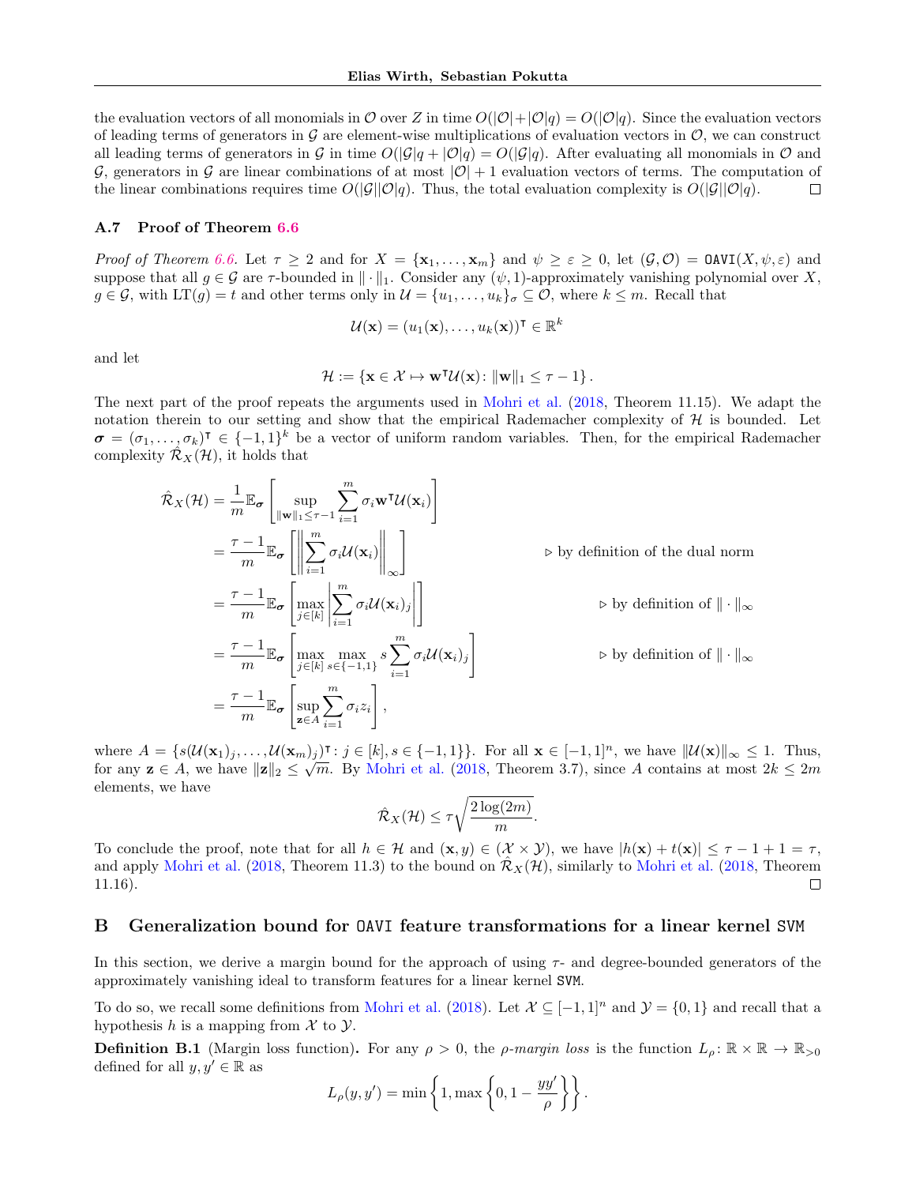the evaluation vectors of all monomials in $\mathcal{O}$ over $Z$ in time $O(|\mathcal{O}|+|\mathcal{O}|q) = O(|\mathcal{O}|q)$. Since the evaluation vectors of leading terms of generators in $\mathcal{G}$ are element-wise multiplications of evaluation vectors in $\mathcal{O}$, we can construct all leading terms of generators in $\mathcal{G}$ in time $O(|\mathcal{G}|q + |\mathcal{O}|q) = O(|\mathcal{G}|q)$. After evaluating all monomials in $\mathcal{O}$ and $\mathcal{G}$, generators in $\mathcal{G}$ are linear combinations of at most $|\mathcal{O}|+1$ evaluation vectors of terms. The computation of the linear combinations requires time $O(|\mathcal{G}||\mathcal{O}|q)$. Thus, the total evaluation complexity is $O(|\mathcal{G}||\mathcal{O}|q)$. ◻

### A.7 Proof of Theorem 6.6

*Proof of Theorem 6.6.* Let $\tau \geq 2$ and for $X = \{\mathbf{x}_1, \ldots, \mathbf{x}_m\}$ and $\psi \geq \varepsilon \geq 0$, let $(\mathcal{G}, \mathcal{O}) = \texttt{OAVI}(X, \psi, \varepsilon)$ and suppose that all $g \in \mathcal{G}$ are $\tau$-bounded in $\|\cdot\|_1$. Consider any $(\psi, 1)$-approximately vanishing polynomial over $X$, $g \in \mathcal{G}$, with $\mathrm{LT}(g) = t$ and other terms only in $\mathcal{U} = \{u_1, \ldots, u_k\}_\sigma \subseteq \mathcal{O}$, where $k \leq m$. Recall that

$$\mathcal{U}(\mathbf{x}) = (u_1(\mathbf{x}), \ldots, u_k(\mathbf{x}))^\intercal \in \mathbb{R}^k$$

and let

$$\mathcal{H} := \{\mathbf{x} \in \mathcal{X} \mapsto \mathbf{w}^\intercal \mathcal{U}(\mathbf{x}) \colon \|\mathbf{w}\|_1 \leq \tau - 1\}.$$

The next part of the proof repeats the arguments used in Mohri et al. (2018, Theorem 11.15). We adapt the notation therein to our setting and show that the empirical Rademacher complexity of $\mathcal{H}$ is bounded. Let $\boldsymbol{\sigma} = (\sigma_1, \ldots, \sigma_k)^\intercal \in \{-1, 1\}^k$ be a vector of uniform random variables. Then, for the empirical Rademacher complexity $\hat{\mathcal{R}}_X(\mathcal{H})$, it holds that

$$\begin{aligned}
\hat{\mathcal{R}}_X(\mathcal{H}) &= \frac{1}{m}\mathbb{E}_{\boldsymbol{\sigma}}\left[\sup_{\|\mathbf{w}\|_1 \leq \tau - 1} \sum_{i=1}^m \sigma_i \mathbf{w}^\intercal \mathcal{U}(\mathbf{x}_i)\right] \\
&= \frac{\tau - 1}{m}\mathbb{E}_{\boldsymbol{\sigma}}\left[\left\|\sum_{i=1}^m \sigma_i \mathcal{U}(\mathbf{x}_i)\right\|_\infty\right] && \triangleright \text{ by definition of the dual norm} \\
&= \frac{\tau - 1}{m}\mathbb{E}_{\boldsymbol{\sigma}}\left[\max_{j \in [k]} \left|\sum_{i=1}^m \sigma_i \mathcal{U}(\mathbf{x}_i)_j\right|\right] && \triangleright \text{ by definition of } \|\cdot\|_\infty \\
&= \frac{\tau - 1}{m}\mathbb{E}_{\boldsymbol{\sigma}}\left[\max_{j \in [k]} \max_{s \in \{-1,1\}} s \sum_{i=1}^m \sigma_i \mathcal{U}(\mathbf{x}_i)_j\right] && \triangleright \text{ by definition of } \|\cdot\|_\infty \\
&= \frac{\tau - 1}{m}\mathbb{E}_{\boldsymbol{\sigma}}\left[\sup_{\mathbf{z} \in A} \sum_{i=1}^m \sigma_i z_i\right],
\end{aligned}$$

where $A = \{s(\mathcal{U}(\mathbf{x}_1)_j, \ldots, \mathcal{U}(\mathbf{x}_m)_j)^\intercal \colon j \in [k], s \in \{-1, 1\}\}$. For all $\mathbf{x} \in [-1,1]^n$, we have $\|\mathcal{U}(\mathbf{x})\|_\infty \leq 1$. Thus, for any $\mathbf{z} \in A$, we have $\|\mathbf{z}\|_2 \leq \sqrt{m}$. By Mohri et al. (2018, Theorem 3.7), since $A$ contains at most $2k \leq 2m$ elements, we have

$$\hat{\mathcal{R}}_X(\mathcal{H}) \leq \tau\sqrt{\frac{2\log(2m)}{m}}.$$

To conclude the proof, note that for all $h \in \mathcal{H}$ and $(\mathbf{x}, y) \in (\mathcal{X} \times \mathcal{Y})$, we have $|h(\mathbf{x}) + t(\mathbf{x})| \leq \tau - 1 + 1 = \tau$, and apply Mohri et al. (2018, Theorem 11.3) to the bound on $\hat{\mathcal{R}}_X(\mathcal{H})$, similarly to Mohri et al. (2018, Theorem 11.16). ◻

## B Generalization bound for OAVI feature transformations for a linear kernel SVM

In this section, we derive a margin bound for the approach of using $\tau$- and degree-bounded generators of the approximately vanishing ideal to transform features for a linear kernel SVM.

To do so, we recall some definitions from Mohri et al. (2018). Let $\mathcal{X} \subseteq [-1,1]^n$ and $\mathcal{Y} = \{0, 1\}$ and recall that a hypothesis $h$ is a mapping from $\mathcal{X}$ to $\mathcal{Y}$.

**Definition B.1** (Margin loss function)**.** For any $\rho > 0$, the *$\rho$-margin loss* is the function $L_\rho \colon \mathbb{R} \times \mathbb{R} \to \mathbb{R}_{>0}$ defined for all $y, y' \in \mathbb{R}$ as

$$L_\rho(y, y') = \min\left\{1, \max\left\{0, 1 - \frac{yy'}{\rho}\right\}\right\}.$$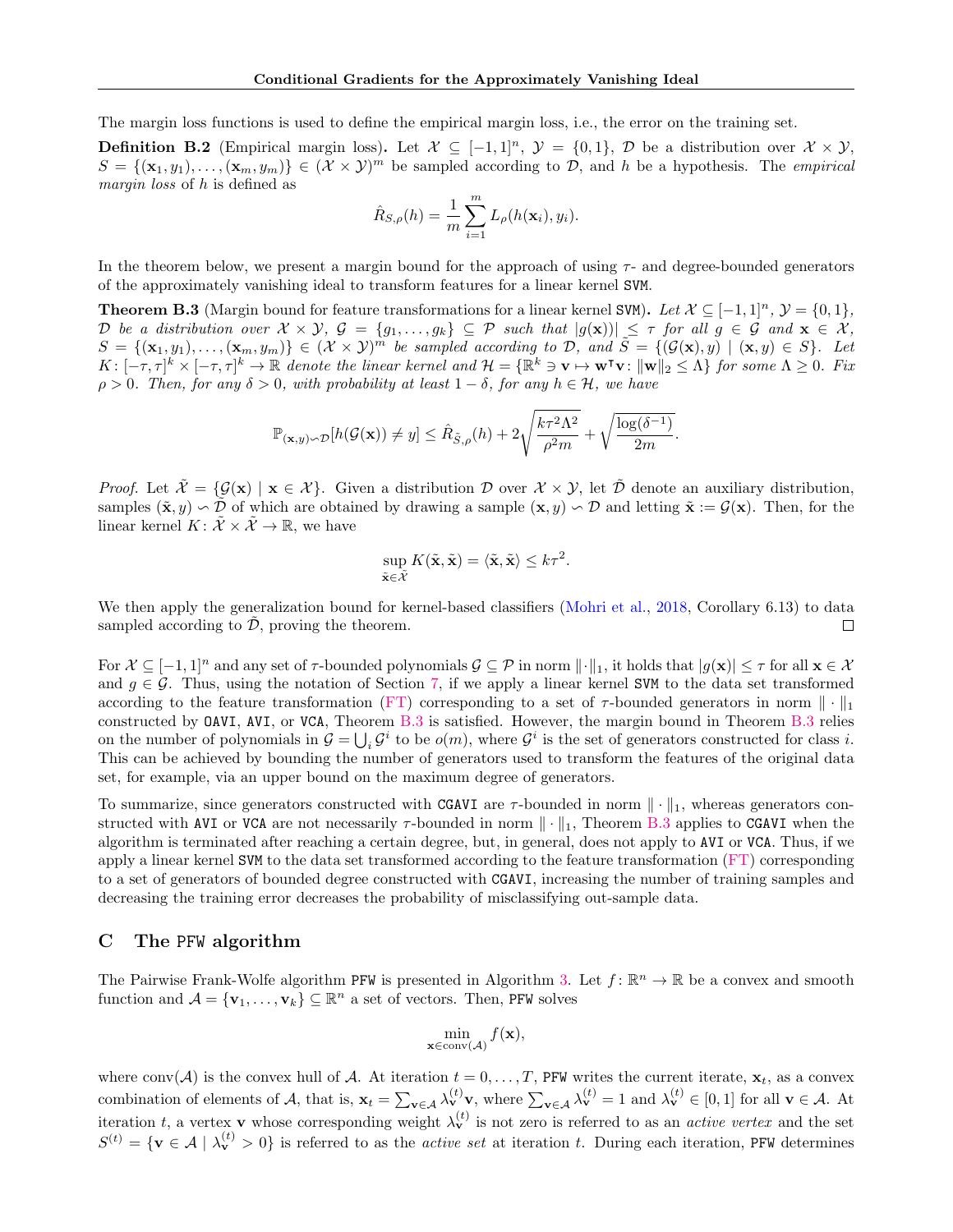The margin loss functions is used to define the empirical margin loss, i.e., the error on the training set.

**Definition B.2** (Empirical margin loss)**.** Let $\mathcal{X} \subseteq [-1,1]^n$, $\mathcal{Y} = \{0,1\}$, $\mathcal{D}$ be a distribution over $\mathcal{X} \times \mathcal{Y}$, $S = \{(\mathbf{x}_1, y_1), \ldots, (\mathbf{x}_m, y_m)\} \in (\mathcal{X} \times \mathcal{Y})^m$ be sampled according to $\mathcal{D}$, and $h$ be a hypothesis. The *empirical margin loss* of $h$ is defined as

$$\hat{R}_{S,\rho}(h) = \frac{1}{m} \sum_{i=1}^{m} L_\rho(h(\mathbf{x}_i), y_i).$$

In the theorem below, we present a margin bound for the approach of using $\tau$- and degree-bounded generators of the approximately vanishing ideal to transform features for a linear kernel SVM.

**Theorem B.3** (Margin bound for feature transformations for a linear kernel SVM)**.** *Let $\mathcal{X} \subseteq [-1,1]^n$, $\mathcal{Y} = \{0,1\}$, $\mathcal{D}$ be a distribution over $\mathcal{X} \times \mathcal{Y}$, $\mathcal{G} = \{g_1, \ldots, g_k\} \subseteq \mathcal{P}$ such that $|g(\mathbf{x}))| \leq \tau$ for all $g \in \mathcal{G}$ and $\mathbf{x} \in \mathcal{X}$, $S = \{(\mathbf{x}_1, y_1), \ldots, (\mathbf{x}_m, y_m)\} \in (\mathcal{X} \times \mathcal{Y})^m$ be sampled according to $\mathcal{D}$, and $\tilde{S} = \{(\mathcal{G}(\mathbf{x}), y) \mid (\mathbf{x}, y) \in S\}$. Let $K \colon [-\tau, \tau]^k \times [-\tau, \tau]^k \to \mathbb{R}$ denote the linear kernel and $\mathcal{H} = \{\mathbb{R}^k \ni \mathbf{v} \mapsto \mathbf{w}^\intercal \mathbf{v} \colon \|\mathbf{w}\|_2 \leq \Lambda\}$ for some $\Lambda \geq 0$. Fix $\rho > 0$. Then, for any $\delta > 0$, with probability at least $1 - \delta$, for any $h \in \mathcal{H}$, we have*

$$\mathbb{P}_{(\mathbf{x},y) \backsim \mathcal{D}}[h(\mathcal{G}(\mathbf{x})) \neq y] \leq \hat{R}_{\tilde{S},\rho}(h) + 2\sqrt{\frac{k\tau^2\Lambda^2}{\rho^2 m}} + \sqrt{\frac{\log(\delta^{-1})}{2m}}.$$

*Proof.* Let $\tilde{\mathcal{X}} = \{\mathcal{G}(\mathbf{x}) \mid \mathbf{x} \in \mathcal{X}\}$. Given a distribution $\mathcal{D}$ over $\mathcal{X} \times \mathcal{Y}$, let $\tilde{\mathcal{D}}$ denote an auxiliary distribution, samples $(\tilde{\mathbf{x}}, y) \backsim \tilde{\mathcal{D}}$ of which are obtained by drawing a sample $(\mathbf{x}, y) \backsim \mathcal{D}$ and letting $\tilde{\mathbf{x}} := \mathcal{G}(\mathbf{x})$. Then, for the linear kernel $K \colon \tilde{\mathcal{X}} \times \tilde{\mathcal{X}} \to \mathbb{R}$, we have

$$\sup_{\tilde{\mathbf{x}} \in \tilde{\mathcal{X}}} K(\tilde{\mathbf{x}}, \tilde{\mathbf{x}}) = \langle \tilde{\mathbf{x}}, \tilde{\mathbf{x}} \rangle \leq k\tau^2.$$

We then apply the generalization bound for kernel-based classifiers (Mohri et al., 2018, Corollary 6.13) to data sampled according to $\tilde{\mathcal{D}}$, proving the theorem. $\square$

For $\mathcal{X} \subseteq [-1,1]^n$ and any set of $\tau$-bounded polynomials $\mathcal{G} \subseteq \mathcal{P}$ in norm $\|\cdot\|_1$, it holds that $|g(\mathbf{x})| \leq \tau$ for all $\mathbf{x} \in \mathcal{X}$ and $g \in \mathcal{G}$. Thus, using the notation of Section 7, if we apply a linear kernel SVM to the data set transformed according to the feature transformation (FT) corresponding to a set of $\tau$-bounded generators in norm $\|\cdot\|_1$ constructed by OAVI, AVI, or VCA, Theorem B.3 is satisfied. However, the margin bound in Theorem B.3 relies on the number of polynomials in $\mathcal{G} = \bigcup_i \mathcal{G}^i$ to be $o(m)$, where $\mathcal{G}^i$ is the set of generators constructed for class $i$. This can be achieved by bounding the number of generators used to transform the features of the original data set, for example, via an upper bound on the maximum degree of generators.

To summarize, since generators constructed with CGAVI are $\tau$-bounded in norm $\|\cdot\|_1$, whereas generators constructed with AVI or VCA are not necessarily $\tau$-bounded in norm $\|\cdot\|_1$, Theorem B.3 applies to CGAVI when the algorithm is terminated after reaching a certain degree, but, in general, does not apply to AVI or VCA. Thus, if we apply a linear kernel SVM to the data set transformed according to the feature transformation (FT) corresponding to a set of generators of bounded degree constructed with CGAVI, increasing the number of training samples and decreasing the training error decreases the probability of misclassifying out-sample data.

# C The PFW algorithm

The Pairwise Frank-Wolfe algorithm PFW is presented in Algorithm 3. Let $f \colon \mathbb{R}^n \to \mathbb{R}$ be a convex and smooth function and $\mathcal{A} = \{\mathbf{v}_1, \ldots, \mathbf{v}_k\} \subseteq \mathbb{R}^n$ a set of vectors. Then, PFW solves

$$\min_{\mathbf{x} \in \operatorname{conv}(\mathcal{A})} f(\mathbf{x}),$$

where $\operatorname{conv}(\mathcal{A})$ is the convex hull of $\mathcal{A}$. At iteration $t = 0, \ldots, T$, PFW writes the current iterate, $\mathbf{x}_t$, as a convex combination of elements of $\mathcal{A}$, that is, $\mathbf{x}_t = \sum_{\mathbf{v} \in \mathcal{A}} \lambda_{\mathbf{v}}^{(t)} \mathbf{v}$, where $\sum_{\mathbf{v} \in \mathcal{A}} \lambda_{\mathbf{v}}^{(t)} = 1$ and $\lambda_{\mathbf{v}}^{(t)} \in [0,1]$ for all $\mathbf{v} \in \mathcal{A}$. At iteration $t$, a vertex $\mathbf{v}$ whose corresponding weight $\lambda_{\mathbf{v}}^{(t)}$ is not zero is referred to as an *active vertex* and the set $S^{(t)} = \{\mathbf{v} \in \mathcal{A} \mid \lambda_{\mathbf{v}}^{(t)} > 0\}$ is referred to as the *active set* at iteration $t$. During each iteration, PFW determines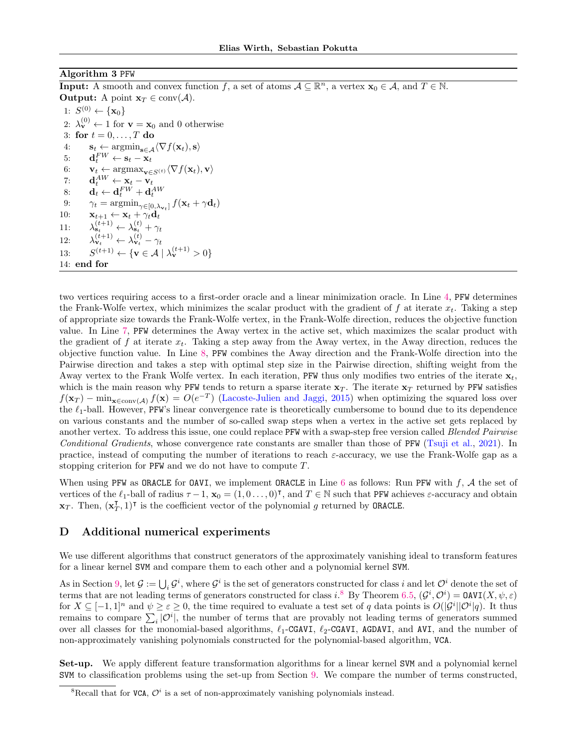**Algorithm 3** PFW

**Input:** A smooth and convex function $f$, a set of atoms $\mathcal{A} \subseteq \mathbb{R}^n$, a vertex $\mathbf{x}_0 \in \mathcal{A}$, and $T \in \mathbb{N}$.
**Output:** A point $\mathbf{x}_T \in \operatorname{conv}(\mathcal{A})$.

1: $S^{(0)} \leftarrow \{\mathbf{x}_0\}$
2: $\lambda_{\mathbf{v}}^{(0)} \leftarrow 1$ for $\mathbf{v} = \mathbf{x}_0$ and 0 otherwise
3: **for** $t = 0, \ldots, T$ **do**
4: $\quad \mathbf{s}_t \leftarrow \operatorname{argmin}_{\mathbf{s} \in \mathcal{A}} \langle \nabla f(\mathbf{x}_t), \mathbf{s} \rangle$
5: $\quad \mathbf{d}_t^{FW} \leftarrow \mathbf{s}_t - \mathbf{x}_t$
6: $\quad \mathbf{v}_t \leftarrow \operatorname{argmax}_{\mathbf{v} \in S^{(t)}} \langle \nabla f(\mathbf{x}_t), \mathbf{v} \rangle$
7: $\quad \mathbf{d}_t^{AW} \leftarrow \mathbf{x}_t - \mathbf{v}_t$
8: $\quad \mathbf{d}_t \leftarrow \mathbf{d}_t^{FW} + \mathbf{d}_t^{AW}$
9: $\quad \gamma_t = \operatorname{argmin}_{\gamma \in [0, \lambda_{\mathbf{v}_t}]} f(\mathbf{x}_t + \gamma \mathbf{d}_t)$
10: $\quad \mathbf{x}_{t+1} \leftarrow \mathbf{x}_t + \gamma_t \mathbf{d}_t$
11: $\quad \lambda_{\mathbf{s}_t}^{(t+1)} \leftarrow \lambda_{\mathbf{s}_t}^{(t)} + \gamma_t$
12: $\quad \lambda_{\mathbf{v}_t}^{(t+1)} \leftarrow \lambda_{\mathbf{v}_t}^{(t)} - \gamma_t$
13: $\quad S^{(t+1)} \leftarrow \{\mathbf{v} \in \mathcal{A} \mid \lambda_{\mathbf{v}}^{(t+1)} > 0\}$
14: **end for**

two vertices requiring access to a first-order oracle and a linear minimization oracle. In Line 4, PFW determines the Frank-Wolfe vertex, which minimizes the scalar product with the gradient of $f$ at iterate $x_t$. Taking a step of appropriate size towards the Frank-Wolfe vertex, in the Frank-Wolfe direction, reduces the objective function value. In Line 7, PFW determines the Away vertex in the active set, which maximizes the scalar product with the gradient of $f$ at iterate $x_t$. Taking a step away from the Away vertex, in the Away direction, reduces the objective function value. In Line 8, PFW combines the Away direction and the Frank-Wolfe direction into the Pairwise direction and takes a step with optimal step size in the Pairwise direction, shifting weight from the Away vertex to the Frank Wolfe vertex. In each iteration, PFW thus only modifies two entries of the iterate $\mathbf{x}_t$, which is the main reason why PFW tends to return a sparse iterate $\mathbf{x}_T$. The iterate $\mathbf{x}_T$ returned by PFW satisfies $f(\mathbf{x}_T) - \min_{\mathbf{x} \in \operatorname{conv}(\mathcal{A})} f(\mathbf{x}) = O(e^{-T})$ (Lacoste-Julien and Jaggi, 2015) when optimizing the squared loss over the $\ell_1$-ball. However, PFW's linear convergence rate is theoretically cumbersome to bound due to its dependence on various constants and the number of so-called swap steps when a vertex in the active set gets replaced by another vertex. To address this issue, one could replace PFW with a swap-step free version called *Blended Pairwise Conditional Gradients*, whose convergence rate constants are smaller than those of PFW (Tsuji et al., 2021). In practice, instead of computing the number of iterations to reach $\varepsilon$-accuracy, we use the Frank-Wolfe gap as a stopping criterion for PFW and we do not have to compute $T$.

When using PFW as ORACLE for OAVI, we implement ORACLE in Line 6 as follows: Run PFW with $f$, $\mathcal{A}$ the set of vertices of the $\ell_1$-ball of radius $\tau - 1$, $\mathbf{x}_0 = (1, 0 \ldots, 0)^\intercal$, and $T \in \mathbb{N}$ such that PFW achieves $\varepsilon$-accuracy and obtain $\mathbf{x}_T$. Then, $(\mathbf{x}_T^\intercal, 1)^\intercal$ is the coefficient vector of the polynomial $g$ returned by ORACLE.

## D Additional numerical experiments

We use different algorithms that construct generators of the approximately vanishing ideal to transform features for a linear kernel SVM and compare them to each other and a polynomial kernel SVM.

As in Section 9, let $\mathcal{G} := \bigcup_i \mathcal{G}^i$, where $\mathcal{G}^i$ is the set of generators constructed for class $i$ and let $\mathcal{O}^i$ denote the set of terms that are not leading terms of generators constructed for class $i$.[8] By Theorem 6.5, $(\mathcal{G}^i, \mathcal{O}^i) = \text{OAVI}(X, \psi, \varepsilon)$ for $X \subseteq [-1, 1]^n$ and $\psi \geq \varepsilon \geq 0$, the time required to evaluate a test set of $q$ data points is $O(|\mathcal{G}^i||\mathcal{O}^i|q)$. It thus remains to compare $\sum_i |\mathcal{O}^i|$, the number of terms that are provably not leading terms of generators summed over all classes for the monomial-based algorithms, $\ell_1$-CGAVI, $\ell_2$-CGAVI, AGDAVI, and AVI, and the number of non-approximately vanishing polynomials constructed for the polynomial-based algorithm, VCA.

**Set-up.** We apply different feature transformation algorithms for a linear kernel SVM and a polynomial kernel SVM to classification problems using the set-up from Section 9. We compare the number of terms constructed,

[8] Recall that for VCA, $\mathcal{O}^i$ is a set of non-approximately vanishing polynomials instead.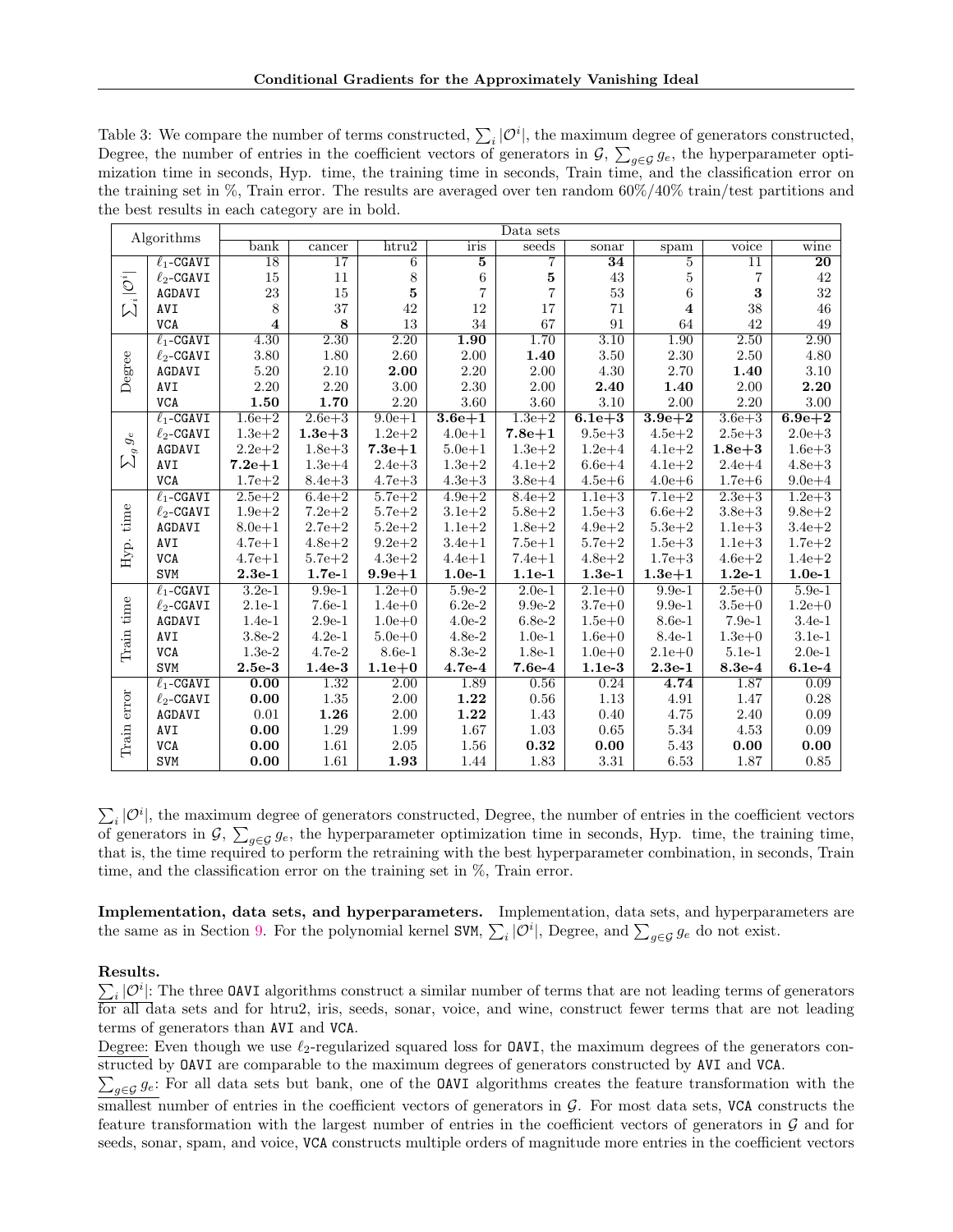Table 3: We compare the number of terms constructed, $\sum_i |\mathcal{O}^i|$, the maximum degree of generators constructed, Degree, the number of entries in the coefficient vectors of generators in $\mathcal{G}$, $\sum_{g \in \mathcal{G}} g_e$, the hyperparameter optimization time in seconds, Hyp. time, the training time in seconds, Train time, and the classification error on the training set in %, Train error. The results are averaged over ten random 60%/40% train/test partitions and the best results in each category are in bold.

| Algorithms | | bank | cancer | htru2 | iris | seeds | sonar | spam | voice | wine |
|---|---|---|---|---|---|---|---|---|---|---|
| $\sum_i \lvert\mathcal{O}^i\rvert$ | $\ell_1$-CGAVI | 18 | 17 | 6 | **5** | 7 | **34** | 5 | 11 | **20** |
| | $\ell_2$-CGAVI | 15 | 11 | 8 | 6 | **5** | 43 | 5 | 7 | 42 |
| | AGDAVI | 23 | 15 | **5** | 7 | 7 | 53 | 6 | **3** | 32 |
| | AVI | 8 | 37 | 42 | 12 | 17 | 71 | **4** | 38 | 46 |
| | VCA | **4** | **8** | 13 | 34 | 67 | 91 | 64 | 42 | 49 |
| Degree | $\ell_1$-CGAVI | 4.30 | 2.30 | 2.20 | **1.90** | 1.70 | 3.10 | 1.90 | 2.50 | 2.90 |
| | $\ell_2$-CGAVI | 3.80 | 1.80 | 2.60 | 2.00 | **1.40** | 3.50 | 2.30 | 2.50 | 4.80 |
| | AGDAVI | 5.20 | 2.10 | **2.00** | 2.20 | 2.00 | 4.30 | 2.70 | **1.40** | 3.10 |
| | AVI | 2.20 | 2.20 | 3.00 | 2.30 | 2.00 | **2.40** | **1.40** | 2.00 | **2.20** |
| | VCA | **1.50** | **1.70** | 2.20 | 3.60 | 3.60 | 3.10 | 2.00 | 2.20 | 3.00 |
| $\sum_g g_e$ | $\ell_1$-CGAVI | 1.6e+2 | 2.6e+3 | 9.0e+1 | **3.6e+1** | 1.3e+2 | **6.1e+3** | **3.9e+2** | 3.6e+3 | **6.9e+2** |
| | $\ell_2$-CGAVI | 1.3e+2 | **1.3e+3** | 1.2e+2 | 4.0e+1 | **7.8e+1** | 9.5e+3 | 4.5e+2 | 2.5e+3 | 2.0e+3 |
| | AGDAVI | 2.2e+2 | 1.8e+3 | **7.3e+1** | 5.0e+1 | 1.3e+2 | 1.2e+4 | 4.1e+2 | **1.8e+3** | 1.6e+3 |
| | AVI | **7.2e+1** | 1.3e+4 | 2.4e+3 | 1.3e+2 | 4.1e+2 | 6.6e+4 | 4.1e+2 | 2.4e+4 | 4.8e+3 |
| | VCA | 1.7e+2 | 8.4e+3 | 4.7e+3 | 4.3e+3 | 3.8e+4 | 4.5e+6 | 4.0e+6 | 1.7e+6 | 9.0e+4 |
| Hyp. time | $\ell_1$-CGAVI | 2.5e+2 | 6.4e+2 | 5.7e+2 | 4.9e+2 | 8.4e+2 | 1.1e+3 | 7.1e+2 | 2.3e+3 | 1.2e+3 |
| | $\ell_2$-CGAVI | 1.9e+2 | 7.2e+2 | 5.7e+2 | 3.1e+2 | 5.8e+2 | 1.5e+3 | 6.6e+2 | 3.8e+3 | 9.8e+2 |
| | AGDAVI | 8.0e+1 | 2.7e+2 | 5.2e+2 | 1.1e+2 | 1.8e+2 | 4.9e+2 | 5.3e+2 | 1.1e+3 | 3.4e+2 |
| | AVI | 4.7e+1 | 4.8e+2 | 9.2e+2 | 3.4e+1 | 7.5e+1 | 5.7e+2 | 1.5e+3 | 1.1e+3 | 1.7e+2 |
| | VCA | 4.7e+1 | 5.7e+2 | 4.3e+2 | 4.4e+1 | 7.4e+1 | 4.8e+2 | 1.7e+3 | 4.6e+2 | 1.4e+2 |
| | SVM | **2.3e-1** | **1.7e-1** | **9.9e+1** | **1.0e-1** | **1.1e-1** | **1.3e-1** | **1.3e+1** | **1.2e-1** | **1.0e-1** |
| Train time | $\ell_1$-CGAVI | 3.2e-1 | 9.9e-1 | 1.2e+0 | 5.9e-2 | 2.0e-1 | 2.1e+0 | 9.9e-1 | 2.5e+0 | 5.9e-1 |
| | $\ell_2$-CGAVI | 2.1e-1 | 7.6e-1 | 1.4e+0 | 6.2e-2 | 9.9e-2 | 3.7e+0 | 9.9e-1 | 3.5e+0 | 1.2e+0 |
| | AGDAVI | 1.4e-1 | 2.9e-1 | 1.0e+0 | 4.0e-2 | 6.8e-2 | 1.5e+0 | 8.6e-1 | 7.9e-1 | 3.4e-1 |
| | AVI | 3.8e-2 | 4.2e-1 | 5.0e+0 | 4.8e-2 | 1.0e-1 | 1.6e+0 | 8.4e-1 | 1.3e+0 | 3.1e-1 |
| | VCA | 1.3e-2 | 4.7e-2 | 8.6e-1 | 8.3e-2 | 1.8e-1 | 1.0e+0 | 2.1e+0 | 5.1e-1 | 2.0e-1 |
| | SVM | **2.5e-3** | **1.4e-3** | **1.1e+0** | **4.7e-4** | **7.6e-4** | **1.1e-3** | **2.3e-1** | **8.3e-4** | **6.1e-4** |
| Train error | $\ell_1$-CGAVI | **0.00** | 1.32 | 2.00 | 1.89 | 0.56 | 0.24 | **4.74** | 1.87 | 0.09 |
| | $\ell_2$-CGAVI | **0.00** | 1.35 | 2.00 | **1.22** | 0.56 | 1.13 | 4.91 | 1.47 | 0.28 |
| | AGDAVI | 0.01 | **1.26** | 2.00 | **1.22** | 1.43 | 0.40 | 4.75 | 2.40 | 0.09 |
| | AVI | **0.00** | 1.29 | 1.99 | 1.67 | 1.03 | 0.65 | 5.34 | 4.53 | 0.09 |
| | VCA | **0.00** | 1.61 | 2.05 | 1.56 | **0.32** | **0.00** | 5.43 | **0.00** | **0.00** |
| | SVM | **0.00** | 1.61 | **1.93** | 1.44 | 1.83 | 3.31 | 6.53 | 1.87 | 0.85 |

$\sum_i |\mathcal{O}^i|$, the maximum degree of generators constructed, Degree, the number of entries in the coefficient vectors of generators in $\mathcal{G}$, $\sum_{g \in \mathcal{G}} g_e$, the hyperparameter optimization time in seconds, Hyp. time, the training time, that is, the time required to perform the retraining with the best hyperparameter combination, in seconds, Train time, and the classification error on the training set in %, Train error.

**Implementation, data sets, and hyperparameters.** Implementation, data sets, and hyperparameters are the same as in Section 9. For the polynomial kernel SVM, $\sum_i |\mathcal{O}^i|$, Degree, and $\sum_{g \in \mathcal{G}} g_e$ do not exist.

**Results.**

$\sum_i |\mathcal{O}^i|$: The three OAVI algorithms construct a similar number of terms that are not leading terms of generators for all data sets and for htru2, iris, seeds, sonar, voice, and wine, construct fewer terms that are not leading terms of generators than AVI and VCA.

Degree: Even though we use $\ell_2$-regularized squared loss for OAVI, the maximum degrees of the generators constructed by OAVI are comparable to the maximum degrees of generators constructed by AVI and VCA.

$\sum_{g \in \mathcal{G}} g_e$: For all data sets but bank, one of the OAVI algorithms creates the feature transformation with the smallest number of entries in the coefficient vectors of generators in $\mathcal{G}$. For most data sets, VCA constructs the feature transformation with the largest number of entries in the coefficient vectors of generators in $\mathcal{G}$ and for seeds, sonar, spam, and voice, VCA constructs multiple orders of magnitude more entries in the coefficient vectors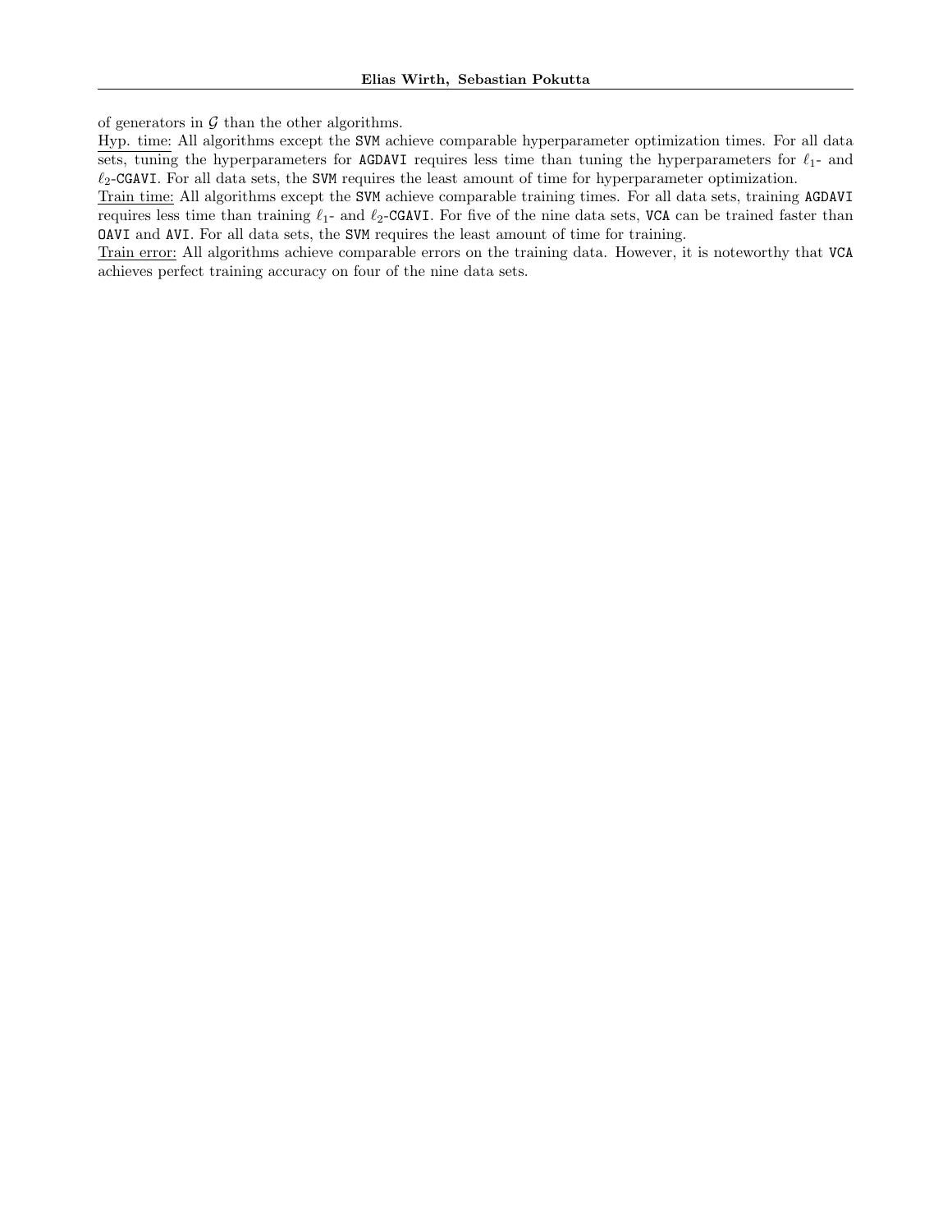of generators in $\mathcal{G}$ than the other algorithms.

Hyp. time: All algorithms except the SVM achieve comparable hyperparameter optimization times. For all data sets, tuning the hyperparameters for AGDAVI requires less time than tuning the hyperparameters for $\ell_1$- and $\ell_2$-CGAVI. For all data sets, the SVM requires the least amount of time for hyperparameter optimization.

Train time: All algorithms except the SVM achieve comparable training times. For all data sets, training AGDAVI requires less time than training $\ell_1$- and $\ell_2$-CGAVI. For five of the nine data sets, VCA can be trained faster than OAVI and AVI. For all data sets, the SVM requires the least amount of time for training.

Train error: All algorithms achieve comparable errors on the training data. However, it is noteworthy that VCA achieves perfect training accuracy on four of the nine data sets.